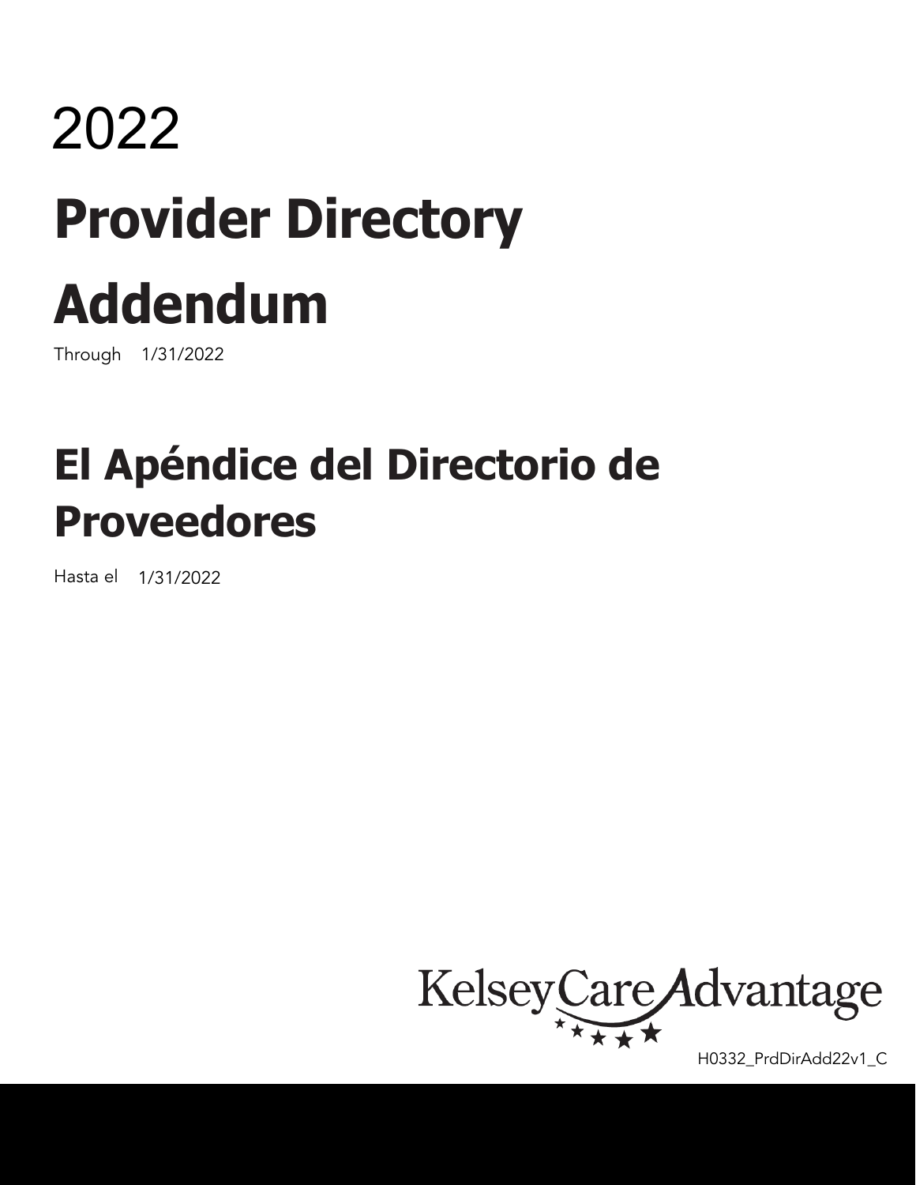# 2022

# Provider Directory Addendum

Through 1/31/2022

# El Apéndice del Directorio de Proveedores

Hasta el 1/31/2022

KelseyCare Advantage

H0332_PrdDirAdd22v1_C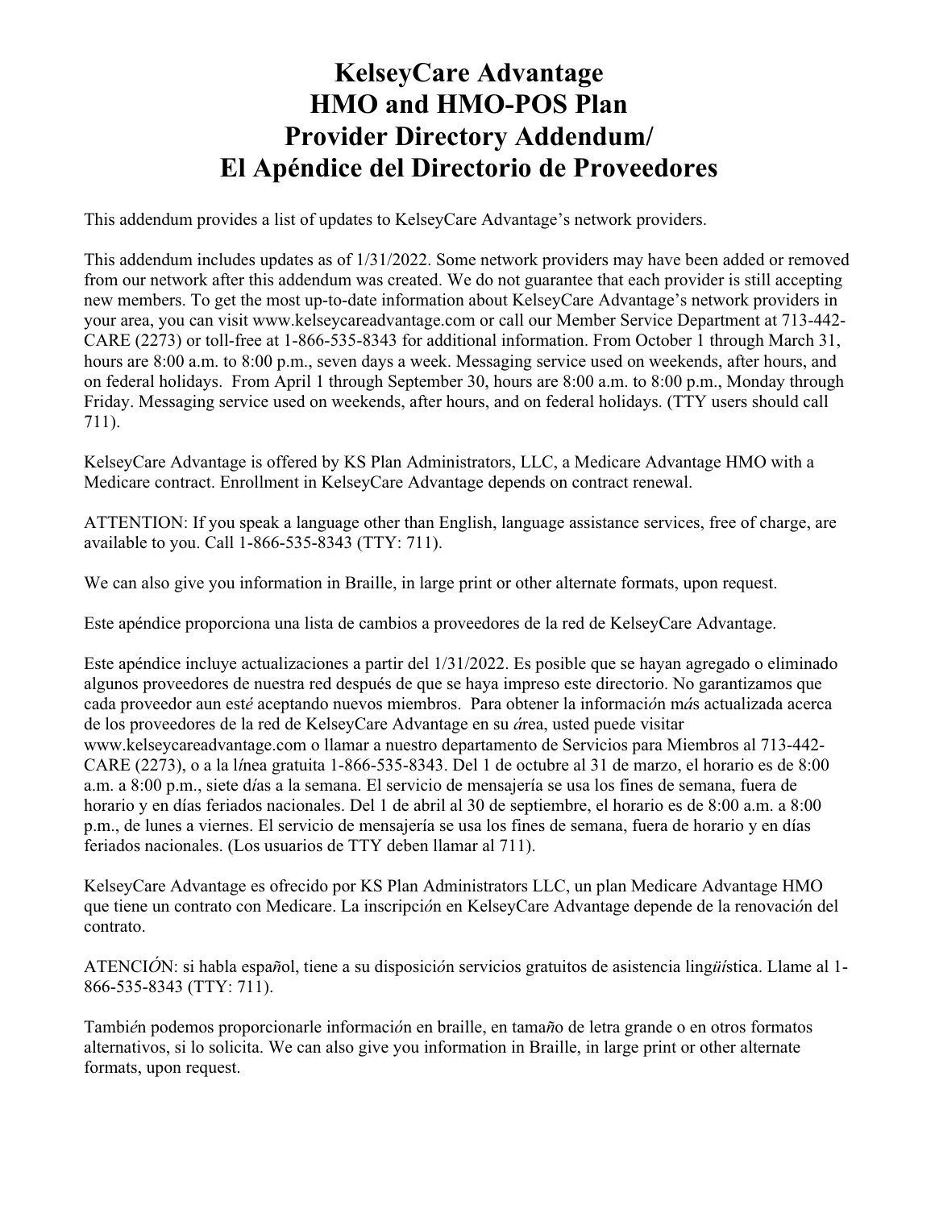# KelseyCare Advantage HMO and HMO-POS Plan Provider Directory Addendum/ El Apéndice del Directorio de Proveedores

This addendum provides a list of updates to KelseyCare Advantage's network providers.

This addendum includes updates as of 1/31/2022. Some network providers may have been added or removed from our network after this addendum was created. We do not guarantee that each provider is still accepting new members. To get the most up-to-date information about KelseyCare Advantage's network providers in your area, you can visit www.kelseycareadvantage.com or call our Member Service Department at 713-442-CARE (2273) or toll-free at 1-866-535-8343 for additional information. From October 1 through March 31, hours are 8:00 a.m. to 8:00 p.m., seven days a week. Messaging service used on weekends, after hours, and on federal holidays. From April 1 through September 30, hours are 8:00 a.m. to 8:00 p.m., Monday through Friday. Messaging service used on weekends, after hours, and on federal holidays. (TTY users should call 711).

KelseyCare Advantage is offered by KS Plan Administrators, LLC, a Medicare Advantage HMO with a Medicare contract. Enrollment in KelseyCare Advantage depends on contract renewal.

ATTENTION: If you speak a language other than English, language assistance services, free of charge, are available to you. Call 1-866-535-8343 (TTY: 711).

We can also give you information in Braille, in large print or other alternate formats, upon request.

Este apéndice proporciona una lista de cambios a proveedores de la red de KelseyCare Advantage.

Este apéndice incluye actualizaciones a partir del 1/31/2022. Es posible que se hayan agregado o eliminado algunos proveedores de nuestra red después de que se haya impreso este directorio. No garantizamos que cada proveedor aun esté aceptando nuevos miembros. Para obtener la información más actualizada acerca de los proveedores de la red de KelseyCare Advantage en su área, usted puede visitar www.kelseycareadvantage.com o llamar a nuestro departamento de Servicios para Miembros al 713-442-CARE (2273), o a la línea gratuita 1-866-535-8343. Del 1 de octubre al 31 de marzo, el horario es de 8:00 a.m. a 8:00 p.m., siete días a la semana. El servicio de mensajería se usa los fines de semana, fuera de horario y en días feriados nacionales. Del 1 de abril al 30 de septiembre, el horario es de 8:00 a.m. a 8:00 p.m., de lunes a viernes. El servicio de mensajería se usa los fines de semana, fuera de horario y en días feriados nacionales. (Los usuarios de TTY deben llamar al 711).

KelseyCare Advantage es ofrecido por KS Plan Administrators LLC, un plan Medicare Advantage HMO que tiene un contrato con Medicare. La inscripción en KelseyCare Advantage depende de la renovación del contrato.

ATENCIÓN: si habla español, tiene a su disposición servicios gratuitos de asistencia lingüística. Llame al 1-866-535-8343 (TTY: 711).

También podemos proporcionarle información en braille, en tamaño de letra grande o en otros formatos alternativos, si lo solicita. We can also give you information in Braille, in large print or other alternate formats, upon request.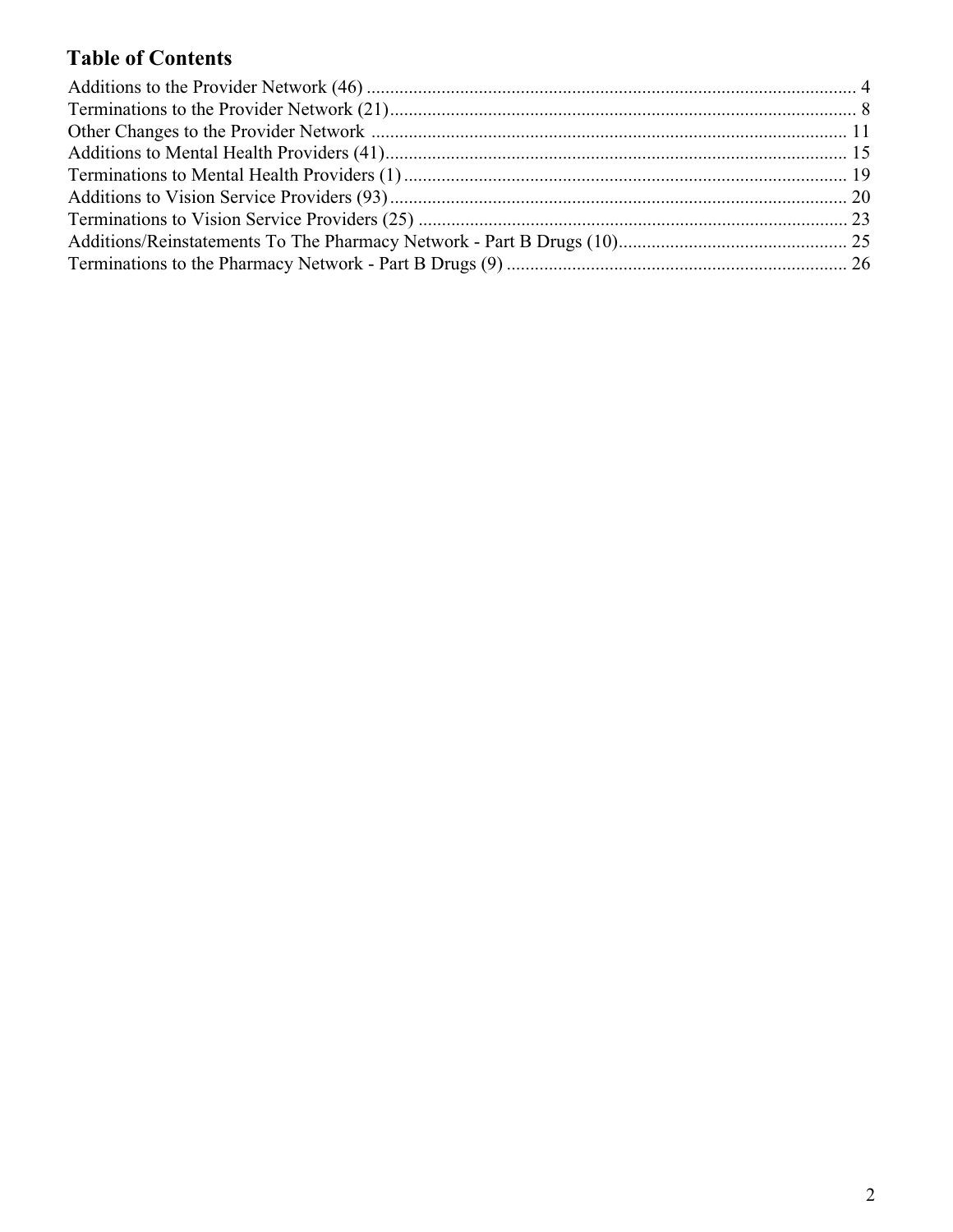## Table of Contents

Additions to the Provider Network (46) .......................................................................................................... 4
Terminations to the Provider Network (21)..................................................................................................... 8
Other Changes to the Provider Network ....................................................................................................... 11
Additions to Mental Health Providers (41)..................................................................................................... 15
Terminations to Mental Health Providers (1) ................................................................................................. 19
Additions to Vision Service Providers (93) ..................................................................................................... 20
Terminations to Vision Service Providers (25) ............................................................................................... 23
Additions/Reinstatements To The Pharmacy Network - Part B Drugs (10)................................................. 25
Terminations to the Pharmacy Network - Part B Drugs (9) ......................................................................... 26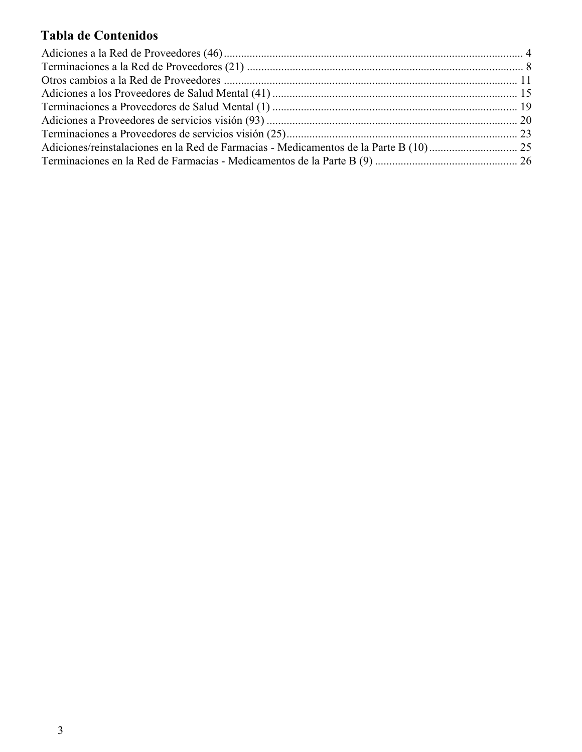# Tabla de Contenidos

Adiciones a la Red de Proveedores (46) ........................................................................................................ 4
Terminaciones a la Red de Proveedores (21) ................................................................................................. 8
Otros cambios a la Red de Proveedores ........................................................................................................ 11
Adiciones a los Proveedores de Salud Mental (41) ...................................................................................... 15
Terminaciones a Proveedores de Salud Mental (1) ...................................................................................... 19
Adiciones a Proveedores de servicios visión (93) ........................................................................................ 20
Terminaciones a Proveedores de servicios visión (25) ................................................................................. 23
Adiciones/reinstalaciones en la Red de Farmacias - Medicamentos de la Parte B (10) ............................... 25
Terminaciones en la Red de Farmacias - Medicamentos de la Parte B (9) .................................................. 26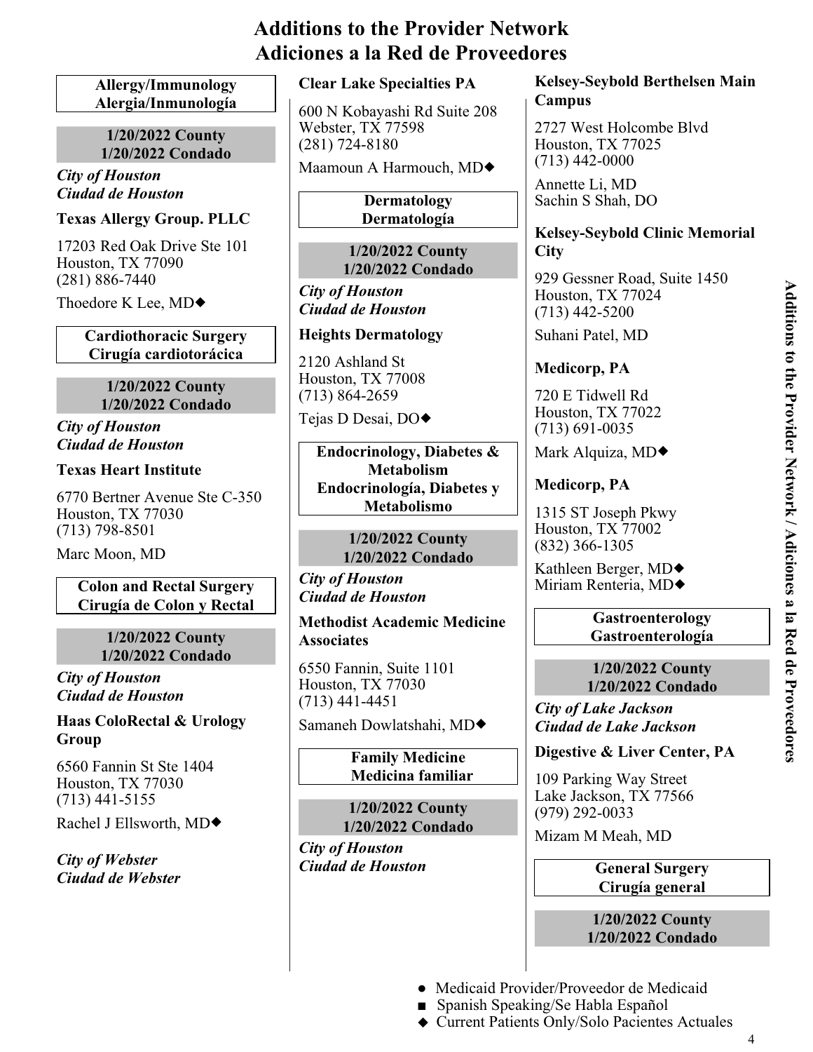# Additions to the Provider Network
# Adiciones a la Red de Proveedores

### Allergy/Immunology
### Alergia/Inmunología

**1/20/2022 County**
**1/20/2022 Condado**

***City of Houston***
***Ciudad de Houston***

**Texas Allergy Group. PLLC**

17203 Red Oak Drive Ste 101
Houston, TX 77090
(281) 886-7440

Thoedore K Lee, MD◆

### Cardiothoracic Surgery
### Cirugía cardiotorácica

**1/20/2022 County**
**1/20/2022 Condado**

***City of Houston***
***Ciudad de Houston***

**Texas Heart Institute**

6770 Bertner Avenue Ste C-350
Houston, TX 77030
(713) 798-8501

Marc Moon, MD

### Colon and Rectal Surgery
### Cirugía de Colon y Rectal

**1/20/2022 County**
**1/20/2022 Condado**

***City of Houston***
***Ciudad de Houston***

**Haas ColoRectal & Urology Group**

6560 Fannin St Ste 1404
Houston, TX 77030
(713) 441-5155

Rachel J Ellsworth, MD◆

***City of Webster***
***Ciudad de Webster***

**Clear Lake Specialties PA**

600 N Kobayashi Rd Suite 208
Webster, TX 77598
(281) 724-8180

Maamoun A Harmouch, MD◆

### Dermatology
### Dermatología

**1/20/2022 County**
**1/20/2022 Condado**

***City of Houston***
***Ciudad de Houston***

**Heights Dermatology**

2120 Ashland St
Houston, TX 77008
(713) 864-2659

Tejas D Desai, DO◆

### Endocrinology, Diabetes & Metabolism
### Endocrinología, Diabetes y Metabolismo

**1/20/2022 County**
**1/20/2022 Condado**

***City of Houston***
***Ciudad de Houston***

**Methodist Academic Medicine Associates**

6550 Fannin, Suite 1101
Houston, TX 77030
(713) 441-4451

Samaneh Dowlatshahi, MD◆

### Family Medicine
### Medicina familiar

**1/20/2022 County**
**1/20/2022 Condado**

***City of Houston***
***Ciudad de Houston***

**Kelsey-Seybold Berthelsen Main Campus**

2727 West Holcombe Blvd
Houston, TX 77025
(713) 442-0000

Annette Li, MD
Sachin S Shah, DO

**Kelsey-Seybold Clinic Memorial City**

929 Gessner Road, Suite 1450
Houston, TX 77024
(713) 442-5200

Suhani Patel, MD

**Medicorp, PA**

720 E Tidwell Rd
Houston, TX 77022
(713) 691-0035

Mark Alquiza, MD◆

**Medicorp, PA**

1315 ST Joseph Pkwy
Houston, TX 77002
(832) 366-1305

Kathleen Berger, MD◆
Miriam Renteria, MD◆

### Gastroenterology
### Gastroenterología

**1/20/2022 County**
**1/20/2022 Condado**

***City of Lake Jackson***
***Ciudad de Lake Jackson***

**Digestive & Liver Center, PA**

109 Parking Way Street
Lake Jackson, TX 77566
(979) 292-0033

Mizam M Meah, MD

### General Surgery
### Cirugía general

**1/20/2022 County**
**1/20/2022 Condado**

● Medicaid Provider/Proveedor de Medicaid
■ Spanish Speaking/Se Habla Español
◆ Current Patients Only/Solo Pacientes Actuales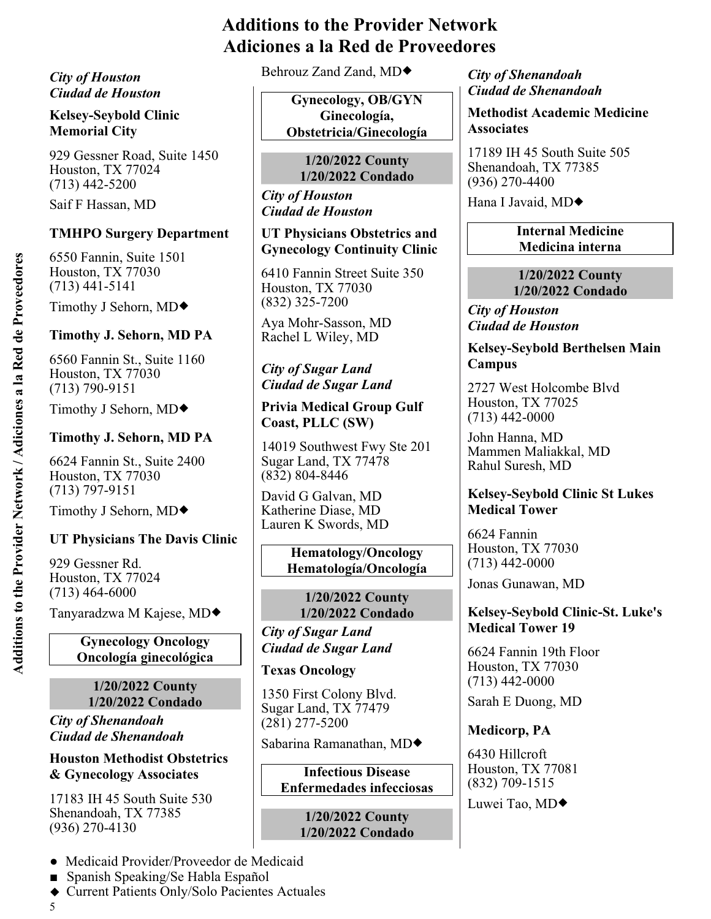# Additions to the Provider Network
# Adiciones a la Red de Proveedores

*City of Houston*
*Ciudad de Houston*

**Kelsey-Seybold Clinic Memorial City**

929 Gessner Road, Suite 1450
Houston, TX 77024
(713) 442-5200

Saif F Hassan, MD

**TMHPO Surgery Department**

6550 Fannin, Suite 1501
Houston, TX 77030
(713) 441-5141

Timothy J Sehorn, MD◆

**Timothy J. Sehorn, MD PA**

6560 Fannin St., Suite 1160
Houston, TX 77030
(713) 790-9151

Timothy J Sehorn, MD◆

**Timothy J. Sehorn, MD PA**

6624 Fannin St., Suite 2400
Houston, TX 77030
(713) 797-9151

Timothy J Sehorn, MD◆

**UT Physicians The Davis Clinic**

929 Gessner Rd.
Houston, TX 77024
(713) 464-6000

Tanyaradzwa M Kajese, MD◆

## Gynecology Oncology
## Oncología ginecológica

**1/20/2022 County**
**1/20/2022 Condado**

*City of Shenandoah*
*Ciudad de Shenandoah*

**Houston Methodist Obstetrics & Gynecology Associates**

17183 IH 45 South Suite 530
Shenandoah, TX 77385
(936) 270-4130

Behrouz Zand Zand, MD◆

## Gynecology, OB/GYN
## Ginecología, Obstetricia/Ginecología

**1/20/2022 County**
**1/20/2022 Condado**

*City of Houston*
*Ciudad de Houston*

**UT Physicians Obstetrics and Gynecology Continuity Clinic**

6410 Fannin Street Suite 350
Houston, TX 77030
(832) 325-7200

Aya Mohr-Sasson, MD
Rachel L Wiley, MD

*City of Sugar Land*
*Ciudad de Sugar Land*

**Privia Medical Group Gulf Coast, PLLC (SW)**

14019 Southwest Fwy Ste 201
Sugar Land, TX 77478
(832) 804-8446

David G Galvan, MD
Katherine Diase, MD
Lauren K Swords, MD

## Hematology/Oncology
## Hematología/Oncología

**1/20/2022 County**
**1/20/2022 Condado**

*City of Sugar Land*
*Ciudad de Sugar Land*

**Texas Oncology**

1350 First Colony Blvd.
Sugar Land, TX 77479
(281) 277-5200

Sabarina Ramanathan, MD◆

## Infectious Disease
## Enfermedades infecciosas

**1/20/2022 County**
**1/20/2022 Condado**

*City of Shenandoah*
*Ciudad de Shenandoah*

**Methodist Academic Medicine Associates**

17189 IH 45 South Suite 505
Shenandoah, TX 77385
(936) 270-4400

Hana I Javaid, MD◆

## Internal Medicine
## Medicina interna

**1/20/2022 County**
**1/20/2022 Condado**

*City of Houston*
*Ciudad de Houston*

**Kelsey-Seybold Berthelsen Main Campus**

2727 West Holcombe Blvd
Houston, TX 77025
(713) 442-0000

John Hanna, MD
Mammen Maliakkal, MD
Rahul Suresh, MD

**Kelsey-Seybold Clinic St Lukes Medical Tower**

6624 Fannin
Houston, TX 77030
(713) 442-0000

Jonas Gunawan, MD

**Kelsey-Seybold Clinic-St. Luke's Medical Tower 19**

6624 Fannin 19th Floor
Houston, TX 77030
(713) 442-0000

Sarah E Duong, MD

**Medicorp, PA**

6430 Hillcroft
Houston, TX 77081
(832) 709-1515

Luwei Tao, MD◆

- ● Medicaid Provider/Proveedor de Medicaid
- ■ Spanish Speaking/Se Habla Español
- ◆ Current Patients Only/Solo Pacientes Actuales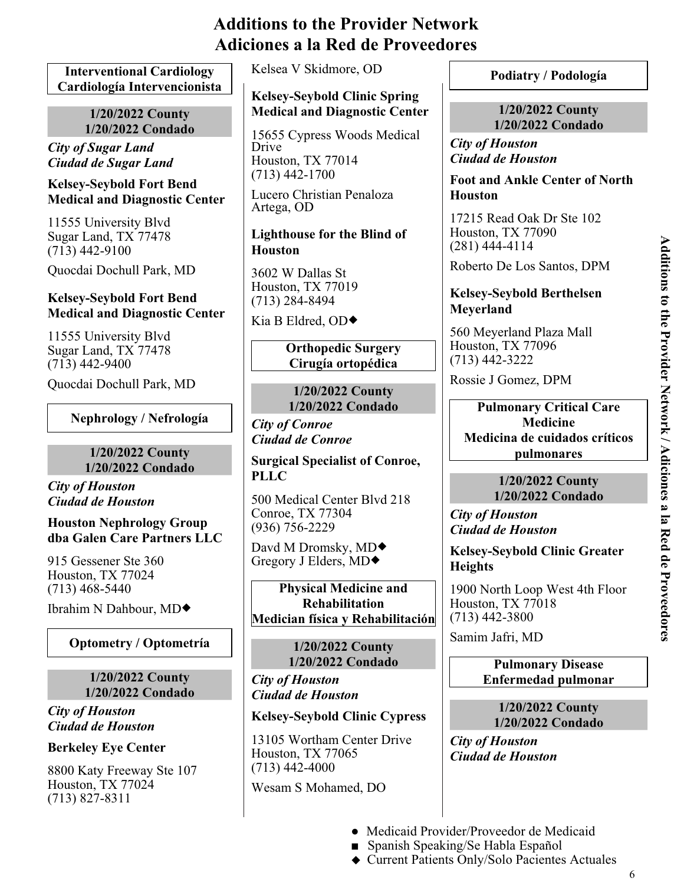# Additions to the Provider Network
# Adiciones a la Red de Proveedores

### Interventional Cardiology
### Cardiología Intervencionista

**1/20/2022 County**
**1/20/2022 Condado**

***City of Sugar Land***
***Ciudad de Sugar Land***

**Kelsey-Seybold Fort Bend Medical and Diagnostic Center**

11555 University Blvd
Sugar Land, TX 77478
(713) 442-9100

Quocdai Dochull Park, MD

**Kelsey-Seybold Fort Bend Medical and Diagnostic Center**

11555 University Blvd
Sugar Land, TX 77478
(713) 442-9400

Quocdai Dochull Park, MD

### Nephrology / Nefrología

**1/20/2022 County**
**1/20/2022 Condado**

***City of Houston***
***Ciudad de Houston***

**Houston Nephrology Group dba Galen Care Partners LLC**

915 Gessener Ste 360
Houston, TX 77024
(713) 468-5440

Ibrahim N Dahbour, MD◆

### Optometry / Optometría

**1/20/2022 County**
**1/20/2022 Condado**

***City of Houston***
***Ciudad de Houston***

**Berkeley Eye Center**

8800 Katy Freeway Ste 107
Houston, TX 77024
(713) 827-8311

Kelsea V Skidmore, OD

**Kelsey-Seybold Clinic Spring Medical and Diagnostic Center**

15655 Cypress Woods Medical Drive
Houston, TX 77014
(713) 442-1700

Lucero Christian Penaloza Artega, OD

**Lighthouse for the Blind of Houston**

3602 W Dallas St
Houston, TX 77019
(713) 284-8494

Kia B Eldred, OD◆

### Orthopedic Surgery
### Cirugía ortopédica

**1/20/2022 County**
**1/20/2022 Condado**

***City of Conroe***
***Ciudad de Conroe***

**Surgical Specialist of Conroe, PLLC**

500 Medical Center Blvd 218
Conroe, TX 77304
(936) 756-2229

Davd M Dromsky, MD◆
Gregory J Elders, MD◆

### Physical Medicine and Rehabilitation
### Medician física y Rehabilitación

**1/20/2022 County**
**1/20/2022 Condado**

***City of Houston***
***Ciudad de Houston***

**Kelsey-Seybold Clinic Cypress**

13105 Wortham Center Drive
Houston, TX 77065
(713) 442-4000

Wesam S Mohamed, DO

### Podiatry / Podología

**1/20/2022 County**
**1/20/2022 Condado**

***City of Houston***
***Ciudad de Houston***

**Foot and Ankle Center of North Houston**

17215 Read Oak Dr Ste 102
Houston, TX 77090
(281) 444-4114

Roberto De Los Santos, DPM

**Kelsey-Seybold Berthelsen Meyerland**

560 Meyerland Plaza Mall
Houston, TX 77096
(713) 442-3222

Rossie J Gomez, DPM

### Pulmonary Critical Care Medicine
### Medicina de cuidados críticos pulmonares

**1/20/2022 County**
**1/20/2022 Condado**

***City of Houston***
***Ciudad de Houston***

**Kelsey-Seybold Clinic Greater Heights**

1900 North Loop West 4th Floor
Houston, TX 77018
(713) 442-3800

Samim Jafri, MD

### Pulmonary Disease
### Enfermedad pulmonar

**1/20/2022 County**
**1/20/2022 Condado**

***City of Houston***
***Ciudad de Houston***

- ● Medicaid Provider/Proveedor de Medicaid
- ■ Spanish Speaking/Se Habla Español
- ◆ Current Patients Only/Solo Pacientes Actuales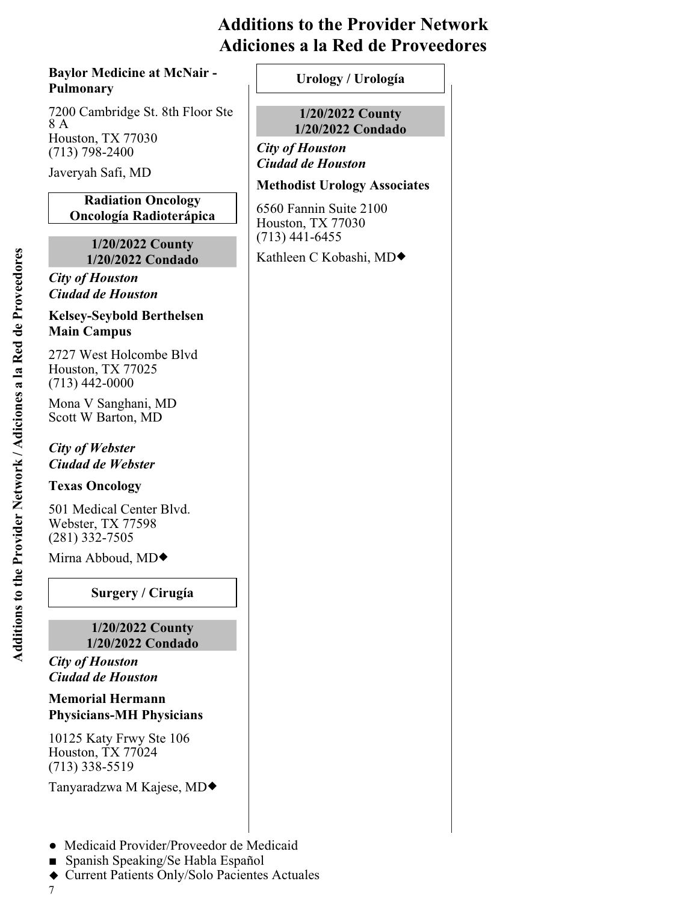# Additions to the Provider Network
# Adiciones a la Red de Proveedores

**Baylor Medicine at McNair - Pulmonary**

7200 Cambridge St. 8th Floor Ste 8 A
Houston, TX 77030
(713) 798-2400

Javeryah Safi, MD

## Radiation Oncology
## Oncología Radioterápica

**1/20/2022 County**
**1/20/2022 Condado**

***City of Houston***
***Ciudad de Houston***

**Kelsey-Seybold Berthelsen Main Campus**

2727 West Holcombe Blvd
Houston, TX 77025
(713) 442-0000

Mona V Sanghani, MD
Scott W Barton, MD

***City of Webster***
***Ciudad de Webster***

**Texas Oncology**

501 Medical Center Blvd.
Webster, TX 77598
(281) 332-7505

Mirna Abboud, MD◆

## Surgery / Cirugía

**1/20/2022 County**
**1/20/2022 Condado**

***City of Houston***
***Ciudad de Houston***

**Memorial Hermann Physicians-MH Physicians**

10125 Katy Frwy Ste 106
Houston, TX 77024
(713) 338-5519

Tanyaradzwa M Kajese, MD◆

## Urology / Urología

**1/20/2022 County**
**1/20/2022 Condado**

***City of Houston***
***Ciudad de Houston***

**Methodist Urology Associates**

6560 Fannin Suite 2100
Houston, TX 77030
(713) 441-6455

Kathleen C Kobashi, MD◆

- ● Medicaid Provider/Proveedor de Medicaid
- ■ Spanish Speaking/Se Habla Español
- ◆ Current Patients Only/Solo Pacientes Actuales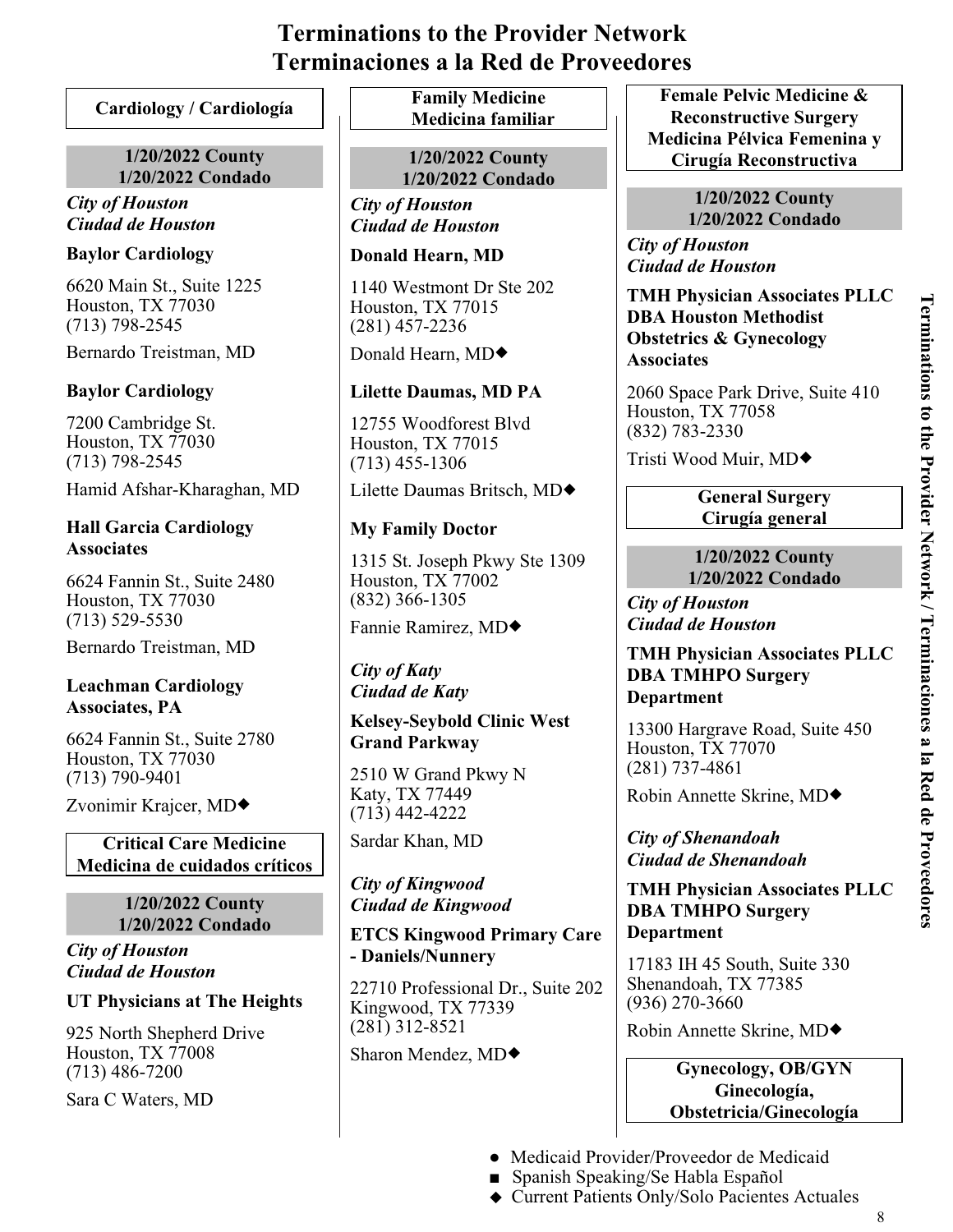# Terminations to the Provider Network
# Terminaciones a la Red de Proveedores

## Cardiology / Cardiología

**1/20/2022 County**
**1/20/2022 Condado**

***City of Houston***
***Ciudad de Houston***

**Baylor Cardiology**

6620 Main St., Suite 1225
Houston, TX 77030
(713) 798-2545

Bernardo Treistman, MD

**Baylor Cardiology**

7200 Cambridge St.
Houston, TX 77030
(713) 798-2545

Hamid Afshar-Kharaghan, MD

**Hall Garcia Cardiology Associates**

6624 Fannin St., Suite 2480
Houston, TX 77030
(713) 529-5530

Bernardo Treistman, MD

**Leachman Cardiology Associates, PA**

6624 Fannin St., Suite 2780
Houston, TX 77030
(713) 790-9401

Zvonimir Krajcer, MD◆

## Critical Care Medicine / Medicina de cuidados críticos

**1/20/2022 County**
**1/20/2022 Condado**

***City of Houston***
***Ciudad de Houston***

**UT Physicians at The Heights**

925 North Shepherd Drive
Houston, TX 77008
(713) 486-7200

Sara C Waters, MD

## Family Medicine / Medicina familiar

**1/20/2022 County**
**1/20/2022 Condado**

***City of Houston***
***Ciudad de Houston***

**Donald Hearn, MD**

1140 Westmont Dr Ste 202
Houston, TX 77015
(281) 457-2236

Donald Hearn, MD◆

**Lilette Daumas, MD PA**

12755 Woodforest Blvd
Houston, TX 77015
(713) 455-1306

Lilette Daumas Britsch, MD◆

**My Family Doctor**

1315 St. Joseph Pkwy Ste 1309
Houston, TX 77002
(832) 366-1305

Fannie Ramirez, MD◆

***City of Katy***
***Ciudad de Katy***

**Kelsey-Seybold Clinic West Grand Parkway**

2510 W Grand Pkwy N
Katy, TX 77449
(713) 442-4222

Sardar Khan, MD

***City of Kingwood***
***Ciudad de Kingwood***

**ETCS Kingwood Primary Care - Daniels/Nunnery**

22710 Professional Dr., Suite 202
Kingwood, TX 77339
(281) 312-8521

Sharon Mendez, MD◆

## Female Pelvic Medicine & Reconstructive Surgery / Medicina Pélvica Femenina y Cirugía Reconstructiva

**1/20/2022 County**
**1/20/2022 Condado**

***City of Houston***
***Ciudad de Houston***

**TMH Physician Associates PLLC DBA Houston Methodist Obstetrics & Gynecology Associates**

2060 Space Park Drive, Suite 410
Houston, TX 77058
(832) 783-2330

Tristi Wood Muir, MD◆

## General Surgery / Cirugía general

**1/20/2022 County**
**1/20/2022 Condado**

***City of Houston***
***Ciudad de Houston***

**TMH Physician Associates PLLC DBA TMHPO Surgery Department**

13300 Hargrave Road, Suite 450
Houston, TX 77070
(281) 737-4861

Robin Annette Skrine, MD◆

***City of Shenandoah***
***Ciudad de Shenandoah***

**TMH Physician Associates PLLC DBA TMHPO Surgery Department**

17183 IH 45 South, Suite 330
Shenandoah, TX 77385
(936) 270-3660

Robin Annette Skrine, MD◆

## Gynecology, OB/GYN / Ginecología, Obstetricia/Ginecología

- ● Medicaid Provider/Proveedor de Medicaid
- ■ Spanish Speaking/Se Habla Español
- ◆ Current Patients Only/Solo Pacientes Actuales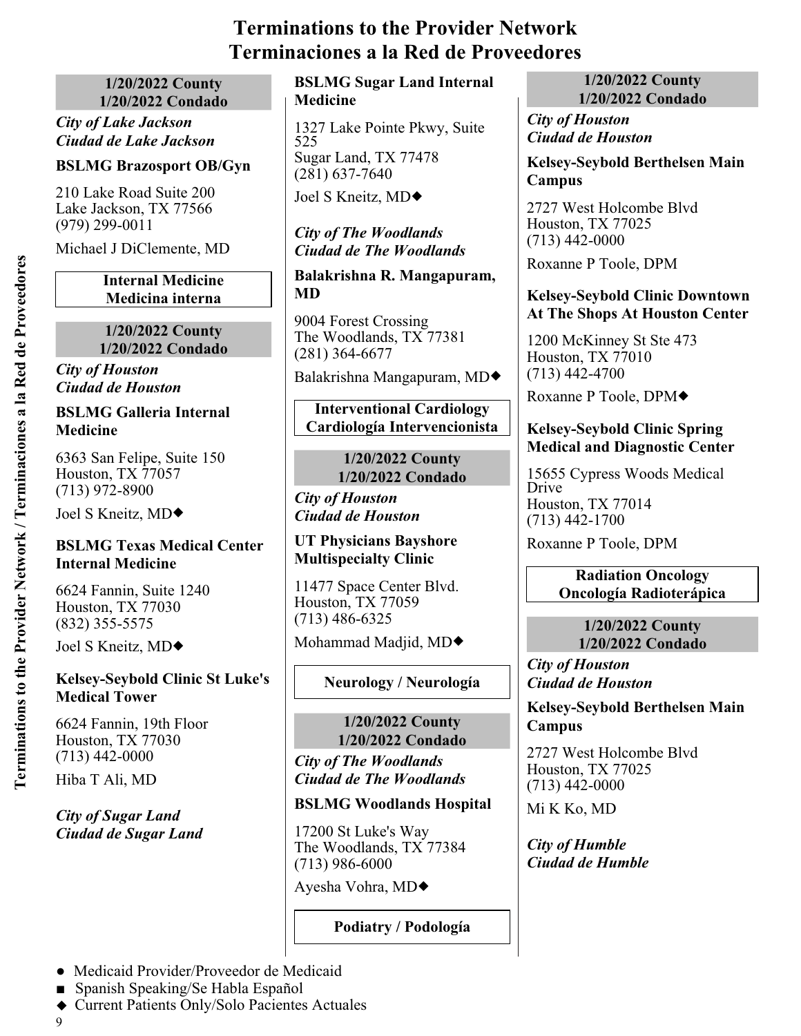# Terminations to the Provider Network
# Terminaciones a la Red de Proveedores

**1/20/2022 County**
**1/20/2022 Condado**

***City of Lake Jackson***
***Ciudad de Lake Jackson***

**BSLMG Brazosport OB/Gyn**

210 Lake Road Suite 200
Lake Jackson, TX 77566
(979) 299-0011

Michael J DiClemente, MD

## Internal Medicine
## Medicina interna

**1/20/2022 County**
**1/20/2022 Condado**

***City of Houston***
***Ciudad de Houston***

**BSLMG Galleria Internal Medicine**

6363 San Felipe, Suite 150
Houston, TX 77057
(713) 972-8900

Joel S Kneitz, MD◆

**BSLMG Texas Medical Center Internal Medicine**

6624 Fannin, Suite 1240
Houston, TX 77030
(832) 355-5575

Joel S Kneitz, MD◆

**Kelsey-Seybold Clinic St Luke's Medical Tower**

6624 Fannin, 19th Floor
Houston, TX 77030
(713) 442-0000

Hiba T Ali, MD

***City of Sugar Land***
***Ciudad de Sugar Land***

**BSLMG Sugar Land Internal Medicine**

1327 Lake Pointe Pkwy, Suite 525
Sugar Land, TX 77478
(281) 637-7640

Joel S Kneitz, MD◆

***City of The Woodlands***
***Ciudad de The Woodlands***

**Balakrishna R. Mangapuram, MD**

9004 Forest Crossing
The Woodlands, TX 77381
(281) 364-6677

Balakrishna Mangapuram, MD◆

## Interventional Cardiology
## Cardiología Intervencionista

**1/20/2022 County**
**1/20/2022 Condado**

***City of Houston***
***Ciudad de Houston***

**UT Physicians Bayshore Multispecialty Clinic**

11477 Space Center Blvd.
Houston, TX 77059
(713) 486-6325

Mohammad Madjid, MD◆

## Neurology / Neurología

**1/20/2022 County**
**1/20/2022 Condado**

***City of The Woodlands***
***Ciudad de The Woodlands***

**BSLMG Woodlands Hospital**

17200 St Luke's Way
The Woodlands, TX 77384
(713) 986-6000

Ayesha Vohra, MD◆

## Podiatry / Podología

**1/20/2022 County**
**1/20/2022 Condado**

***City of Houston***
***Ciudad de Houston***

**Kelsey-Seybold Berthelsen Main Campus**

2727 West Holcombe Blvd
Houston, TX 77025
(713) 442-0000

Roxanne P Toole, DPM

**Kelsey-Seybold Clinic Downtown At The Shops At Houston Center**

1200 McKinney St Ste 473
Houston, TX 77010
(713) 442-4700

Roxanne P Toole, DPM◆

**Kelsey-Seybold Clinic Spring Medical and Diagnostic Center**

15655 Cypress Woods Medical Drive
Houston, TX 77014
(713) 442-1700

Roxanne P Toole, DPM

## Radiation Oncology
## Oncología Radioterápica

**1/20/2022 County**
**1/20/2022 Condado**

***City of Houston***
***Ciudad de Houston***

**Kelsey-Seybold Berthelsen Main Campus**

2727 West Holcombe Blvd
Houston, TX 77025
(713) 442-0000

Mi K Ko, MD

***City of Humble***
***Ciudad de Humble***

---

● Medicaid Provider/Proveedor de Medicaid
■ Spanish Speaking/Se Habla Español
◆ Current Patients Only/Solo Pacientes Actuales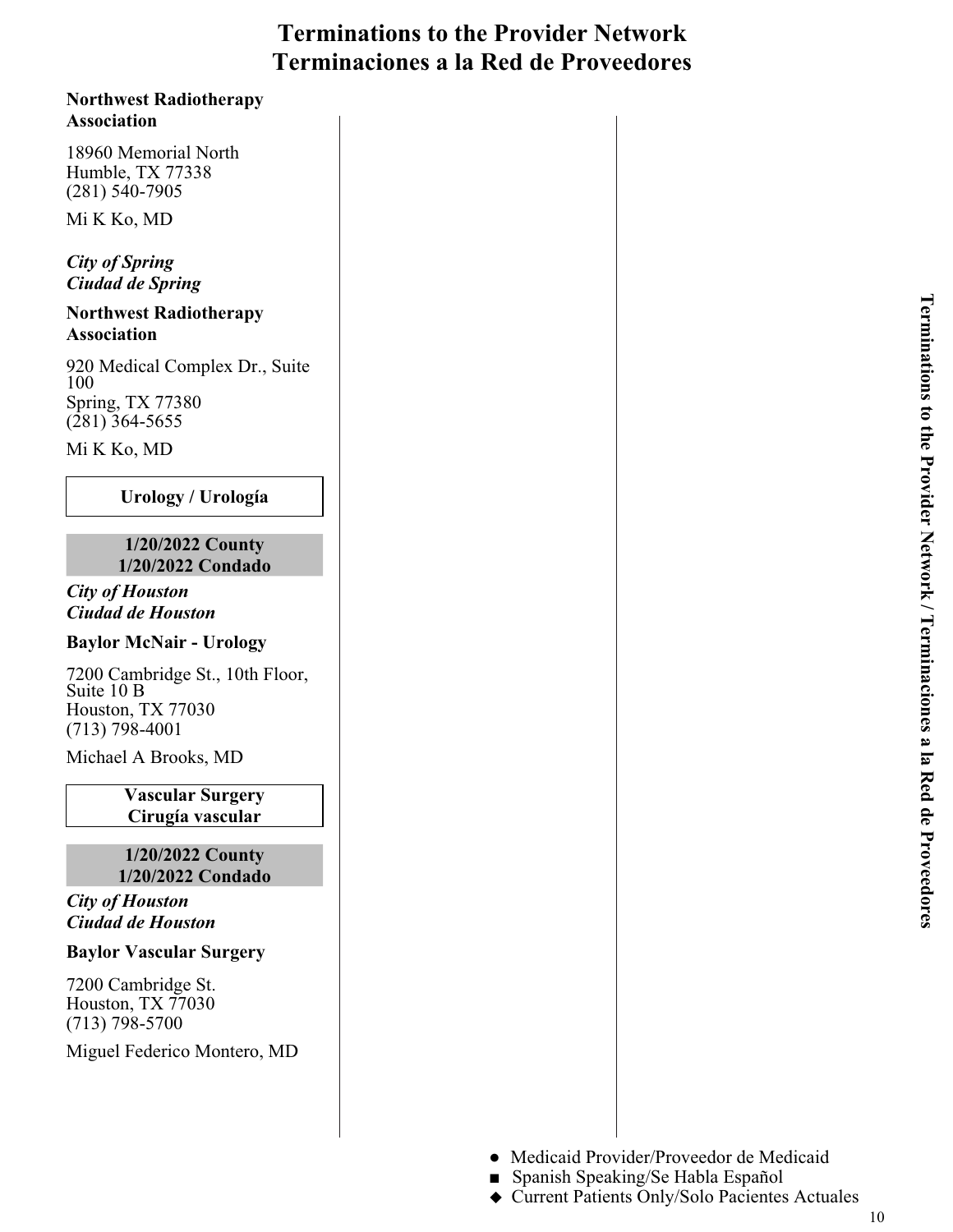# Terminations to the Provider Network
# Terminaciones a la Red de Proveedores

**Northwest Radiotherapy Association**

18960 Memorial North
Humble, TX 77338
(281) 540-7905

Mi K Ko, MD

***City of Spring***
***Ciudad de Spring***

**Northwest Radiotherapy Association**

920 Medical Complex Dr., Suite 100
Spring, TX 77380
(281) 364-5655

Mi K Ko, MD

## Urology / Urología

**1/20/2022 County**
**1/20/2022 Condado**

***City of Houston***
***Ciudad de Houston***

**Baylor McNair - Urology**

7200 Cambridge St., 10th Floor, Suite 10 B
Houston, TX 77030
(713) 798-4001

Michael A Brooks, MD

## Vascular Surgery
## Cirugía vascular

**1/20/2022 County**
**1/20/2022 Condado**

***City of Houston***
***Ciudad de Houston***

**Baylor Vascular Surgery**

7200 Cambridge St.
Houston, TX 77030
(713) 798-5700

Miguel Federico Montero, MD

● Medicaid Provider/Proveedor de Medicaid
■ Spanish Speaking/Se Habla Español
◆ Current Patients Only/Solo Pacientes Actuales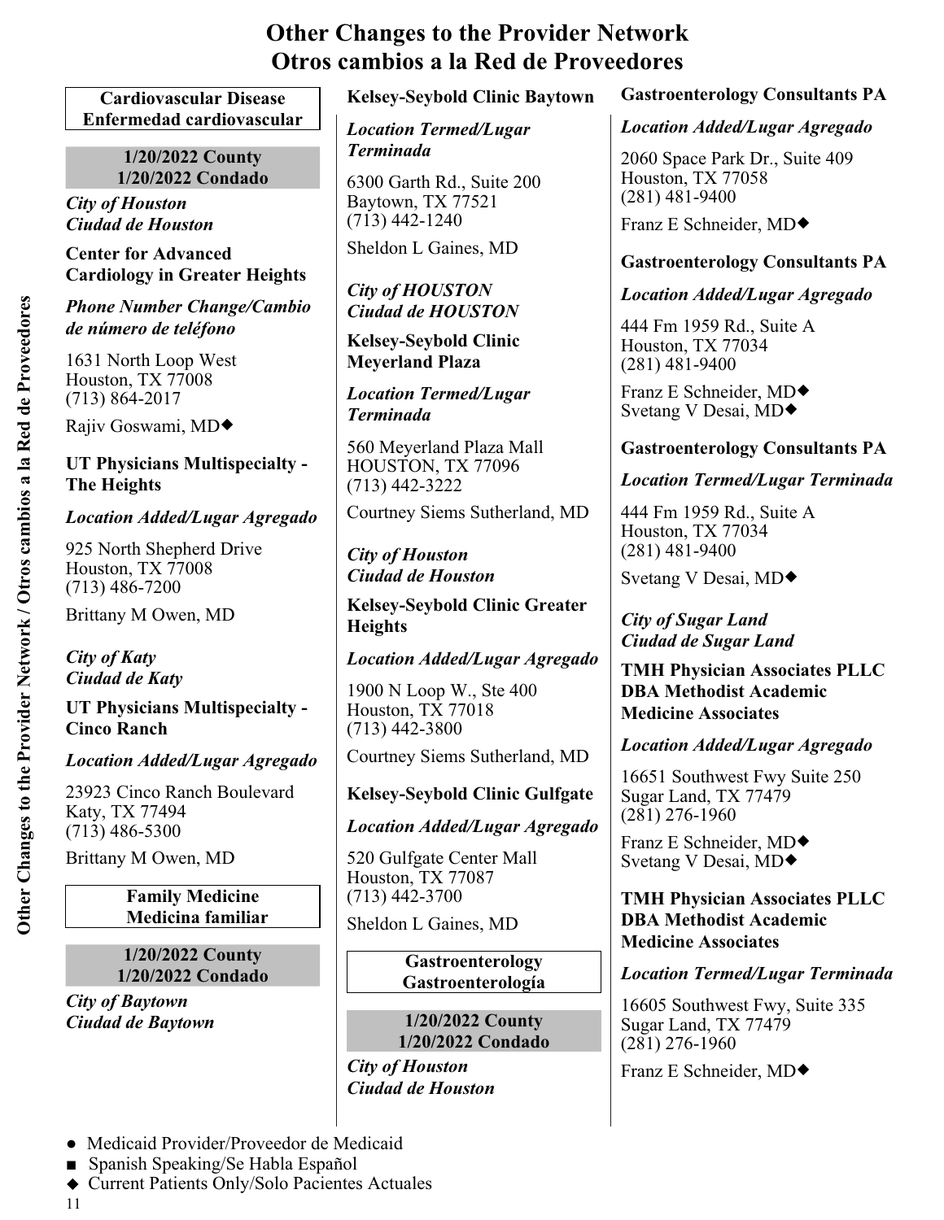# Other Changes to the Provider Network
# Otros cambios a la Red de Proveedores

## Cardiovascular Disease
## Enfermedad cardiovascular

**1/20/2022 County**
**1/20/2022 Condado**

***City of Houston***
***Ciudad de Houston***

**Center for Advanced Cardiology in Greater Heights**

***Phone Number Change/Cambio de número de teléfono***

1631 North Loop West
Houston, TX 77008
(713) 864-2017

Rajiv Goswami, MD◆

**UT Physicians Multispecialty - The Heights**

***Location Added/Lugar Agregado***

925 North Shepherd Drive
Houston, TX 77008
(713) 486-7200

Brittany M Owen, MD

***City of Katy***
***Ciudad de Katy***

**UT Physicians Multispecialty - Cinco Ranch**

***Location Added/Lugar Agregado***

23923 Cinco Ranch Boulevard
Katy, TX 77494
(713) 486-5300

Brittany M Owen, MD

## Family Medicine
## Medicina familiar

**1/20/2022 County**
**1/20/2022 Condado**

***City of Baytown***
***Ciudad de Baytown***

**Kelsey-Seybold Clinic Baytown**

***Location Termed/Lugar Terminada***

6300 Garth Rd., Suite 200
Baytown, TX 77521
(713) 442-1240

Sheldon L Gaines, MD

***City of HOUSTON***
***Ciudad de HOUSTON***

**Kelsey-Seybold Clinic Meyerland Plaza**

***Location Termed/Lugar Terminada***

560 Meyerland Plaza Mall
HOUSTON, TX 77096
(713) 442-3222

Courtney Siems Sutherland, MD

***City of Houston***
***Ciudad de Houston***

**Kelsey-Seybold Clinic Greater Heights**

***Location Added/Lugar Agregado***

1900 N Loop W., Ste 400
Houston, TX 77018
(713) 442-3800

Courtney Siems Sutherland, MD

**Kelsey-Seybold Clinic Gulfgate**

***Location Added/Lugar Agregado***

520 Gulfgate Center Mall
Houston, TX 77087
(713) 442-3700

Sheldon L Gaines, MD

## Gastroenterology
## Gastroenterología

**1/20/2022 County**
**1/20/2022 Condado**

***City of Houston***
***Ciudad de Houston***

**Gastroenterology Consultants PA**

***Location Added/Lugar Agregado***

2060 Space Park Dr., Suite 409
Houston, TX 77058
(281) 481-9400

Franz E Schneider, MD◆

**Gastroenterology Consultants PA**

***Location Added/Lugar Agregado***

444 Fm 1959 Rd., Suite A
Houston, TX 77034
(281) 481-9400

Franz E Schneider, MD◆
Svetang V Desai, MD◆

**Gastroenterology Consultants PA**

***Location Termed/Lugar Terminada***

444 Fm 1959 Rd., Suite A
Houston, TX 77034
(281) 481-9400

Svetang V Desai, MD◆

***City of Sugar Land***
***Ciudad de Sugar Land***

**TMH Physician Associates PLLC DBA Methodist Academic Medicine Associates**

***Location Added/Lugar Agregado***

16651 Southwest Fwy Suite 250
Sugar Land, TX 77479
(281) 276-1960

Franz E Schneider, MD◆
Svetang V Desai, MD◆

**TMH Physician Associates PLLC DBA Methodist Academic Medicine Associates**

***Location Termed/Lugar Terminada***

16605 Southwest Fwy, Suite 335
Sugar Land, TX 77479
(281) 276-1960

Franz E Schneider, MD◆

---

- ● Medicaid Provider/Proveedor de Medicaid
- ■ Spanish Speaking/Se Habla Español
- ◆ Current Patients Only/Solo Pacientes Actuales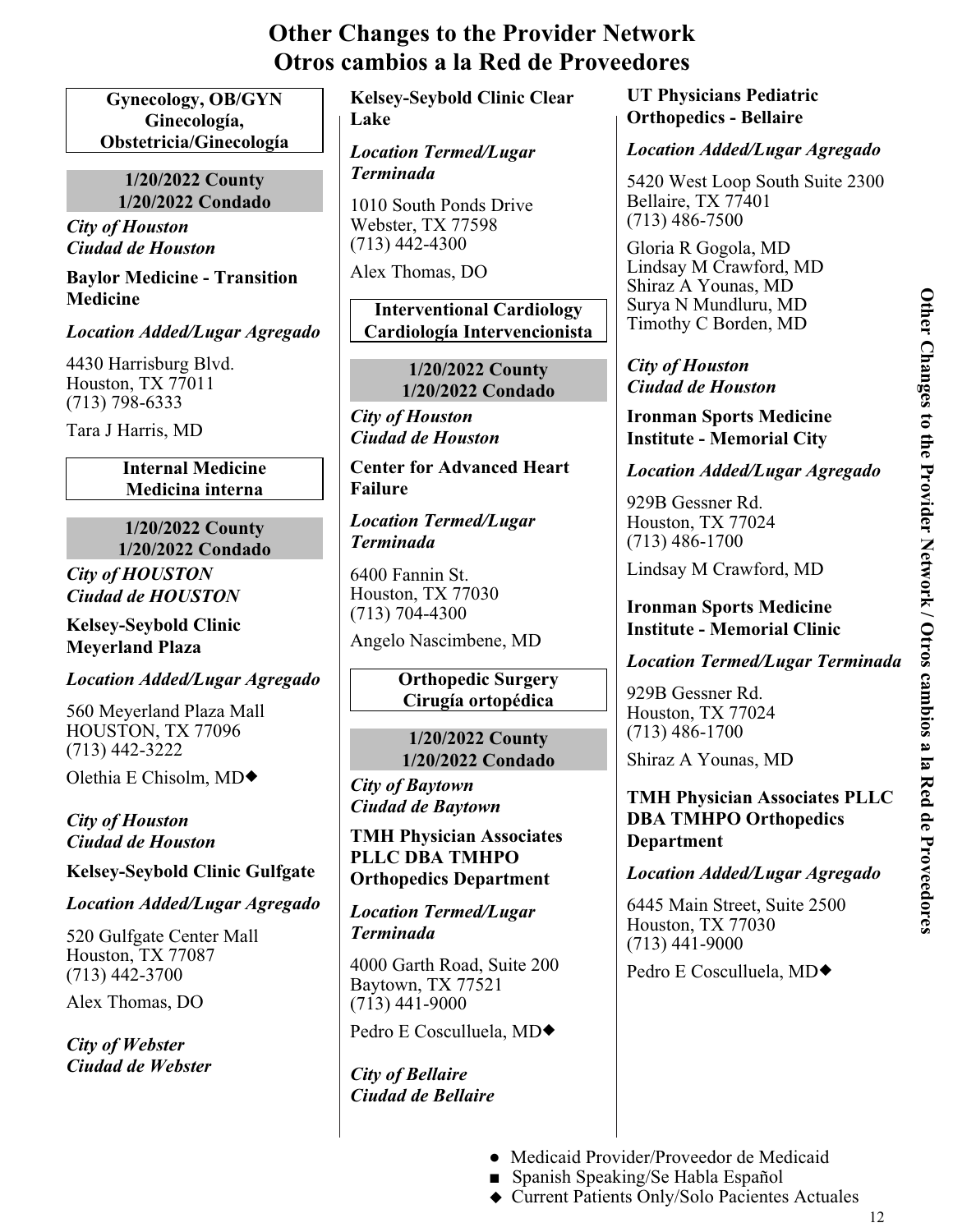# Other Changes to the Provider Network
# Otros cambios a la Red de Proveedores

**Gynecology, OB/GYN**
**Ginecología, Obstetricia/Ginecología**

**1/20/2022 County**
**1/20/2022 Condado**

***City of Houston***
***Ciudad de Houston***

**Baylor Medicine - Transition Medicine**

***Location Added/Lugar Agregado***

4430 Harrisburg Blvd.
Houston, TX 77011
(713) 798-6333

Tara J Harris, MD

**Internal Medicine**
**Medicina interna**

**1/20/2022 County**
**1/20/2022 Condado**

***City of HOUSTON***
***Ciudad de HOUSTON***

**Kelsey-Seybold Clinic Meyerland Plaza**

***Location Added/Lugar Agregado***

560 Meyerland Plaza Mall
HOUSTON, TX 77096
(713) 442-3222

Olethia E Chisolm, MD◆

***City of Houston***
***Ciudad de Houston***

**Kelsey-Seybold Clinic Gulfgate**

***Location Added/Lugar Agregado***

520 Gulfgate Center Mall
Houston, TX 77087
(713) 442-3700

Alex Thomas, DO

***City of Webster***
***Ciudad de Webster***

**Kelsey-Seybold Clinic Clear Lake**

***Location Termed/Lugar Terminada***

1010 South Ponds Drive
Webster, TX 77598
(713) 442-4300

Alex Thomas, DO

**Interventional Cardiology**
**Cardiología Intervencionista**

**1/20/2022 County**
**1/20/2022 Condado**

***City of Houston***
***Ciudad de Houston***

**Center for Advanced Heart Failure**

***Location Termed/Lugar Terminada***

6400 Fannin St.
Houston, TX 77030
(713) 704-4300

Angelo Nascimbene, MD

**Orthopedic Surgery**
**Cirugía ortopédica**

**1/20/2022 County**
**1/20/2022 Condado**

***City of Baytown***
***Ciudad de Baytown***

**TMH Physician Associates PLLC DBA TMHPO Orthopedics Department**

***Location Termed/Lugar Terminada***

4000 Garth Road, Suite 200
Baytown, TX 77521
(713) 441-9000

Pedro E Cosculluela, MD◆

***City of Bellaire***
***Ciudad de Bellaire***

**UT Physicians Pediatric Orthopedics - Bellaire**

***Location Added/Lugar Agregado***

5420 West Loop South Suite 2300
Bellaire, TX 77401
(713) 486-7500

Gloria R Gogola, MD
Lindsay M Crawford, MD
Shiraz A Younas, MD
Surya N Mundluru, MD
Timothy C Borden, MD

***City of Houston***
***Ciudad de Houston***

**Ironman Sports Medicine Institute - Memorial City**

***Location Added/Lugar Agregado***

929B Gessner Rd.
Houston, TX 77024
(713) 486-1700

Lindsay M Crawford, MD

**Ironman Sports Medicine Institute - Memorial Clinic**

***Location Termed/Lugar Terminada***

929B Gessner Rd.
Houston, TX 77024
(713) 486-1700

Shiraz A Younas, MD

**TMH Physician Associates PLLC DBA TMHPO Orthopedics Department**

***Location Added/Lugar Agregado***

6445 Main Street, Suite 2500
Houston, TX 77030
(713) 441-9000

Pedro E Cosculluela, MD◆

- ● Medicaid Provider/Proveedor de Medicaid
- ■ Spanish Speaking/Se Habla Español
- ◆ Current Patients Only/Solo Pacientes Actuales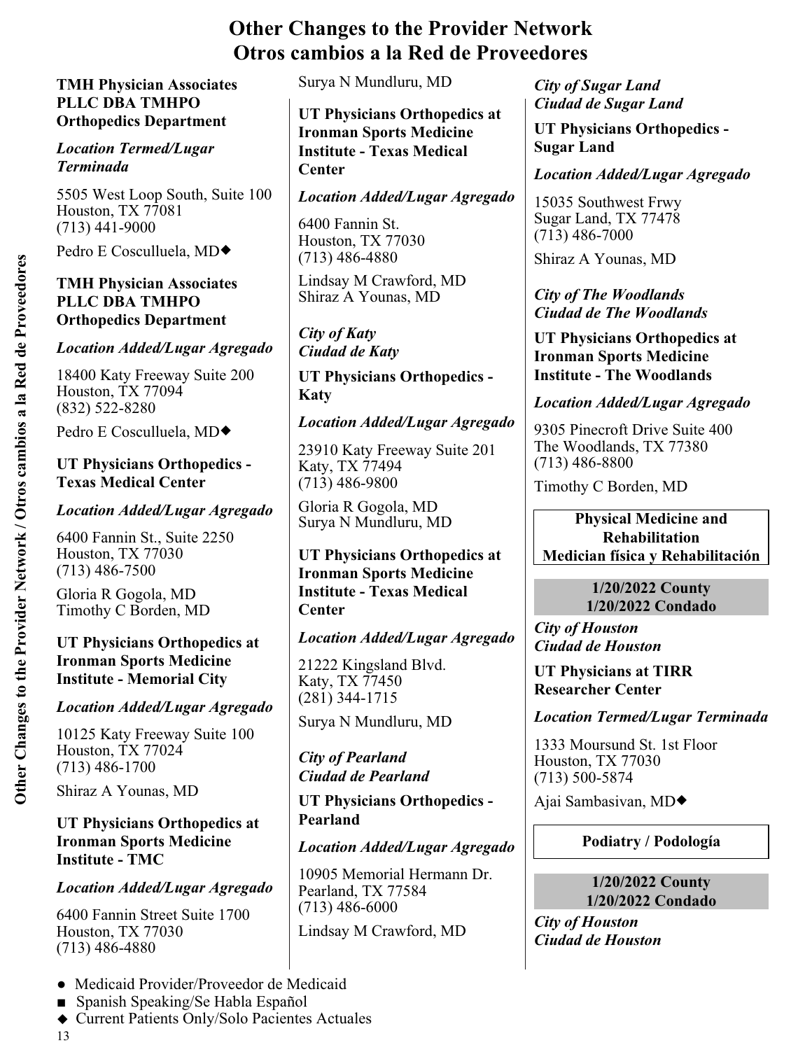# Other Changes to the Provider Network
# Otros cambios a la Red de Proveedores

**TMH Physician Associates PLLC DBA TMHPO Orthopedics Department**

***Location Termed/Lugar Terminada***

5505 West Loop South, Suite 100
Houston, TX 77081
(713) 441-9000

Pedro E Cosculluela, MD◆

**TMH Physician Associates PLLC DBA TMHPO Orthopedics Department**

***Location Added/Lugar Agregado***

18400 Katy Freeway Suite 200
Houston, TX 77094
(832) 522-8280

Pedro E Cosculluela, MD◆

**UT Physicians Orthopedics - Texas Medical Center**

***Location Added/Lugar Agregado***

6400 Fannin St., Suite 2250
Houston, TX 77030
(713) 486-7500

Gloria R Gogola, MD
Timothy C Borden, MD

**UT Physicians Orthopedics at Ironman Sports Medicine Institute - Memorial City**

***Location Added/Lugar Agregado***

10125 Katy Freeway Suite 100
Houston, TX 77024
(713) 486-1700

Shiraz A Younas, MD

**UT Physicians Orthopedics at Ironman Sports Medicine Institute - TMC**

***Location Added/Lugar Agregado***

6400 Fannin Street Suite 1700
Houston, TX 77030
(713) 486-4880

Surya N Mundluru, MD

**UT Physicians Orthopedics at Ironman Sports Medicine Institute - Texas Medical Center**

***Location Added/Lugar Agregado***

6400 Fannin St.
Houston, TX 77030
(713) 486-4880

Lindsay M Crawford, MD
Shiraz A Younas, MD

***City of Katy***
***Ciudad de Katy***

**UT Physicians Orthopedics - Katy**

***Location Added/Lugar Agregado***

23910 Katy Freeway Suite 201
Katy, TX 77494
(713) 486-9800

Gloria R Gogola, MD
Surya N Mundluru, MD

**UT Physicians Orthopedics at Ironman Sports Medicine Institute - Texas Medical Center**

***Location Added/Lugar Agregado***

21222 Kingsland Blvd.
Katy, TX 77450
(281) 344-1715

Surya N Mundluru, MD

***City of Pearland***
***Ciudad de Pearland***

**UT Physicians Orthopedics - Pearland**

***Location Added/Lugar Agregado***

10905 Memorial Hermann Dr.
Pearland, TX 77584
(713) 486-6000

Lindsay M Crawford, MD

***City of Sugar Land***
***Ciudad de Sugar Land***

**UT Physicians Orthopedics - Sugar Land**

***Location Added/Lugar Agregado***

15035 Southwest Frwy
Sugar Land, TX 77478
(713) 486-7000

Shiraz A Younas, MD

***City of The Woodlands***
***Ciudad de The Woodlands***

**UT Physicians Orthopedics at Ironman Sports Medicine Institute - The Woodlands**

***Location Added/Lugar Agregado***

9305 Pinecroft Drive Suite 400
The Woodlands, TX 77380
(713) 486-8800

Timothy C Borden, MD

## Physical Medicine and Rehabilitation
## Medician física y Rehabilitación

### 1/20/2022 County
### 1/20/2022 Condado

***City of Houston***
***Ciudad de Houston***

**UT Physicians at TIRR Researcher Center**

***Location Termed/Lugar Terminada***

1333 Moursund St. 1st Floor
Houston, TX 77030
(713) 500-5874

Ajai Sambasivan, MD◆

## Podiatry / Podología

### 1/20/2022 County
### 1/20/2022 Condado

***City of Houston***
***Ciudad de Houston***

- ● Medicaid Provider/Proveedor de Medicaid
- ■ Spanish Speaking/Se Habla Español
- ◆ Current Patients Only/Solo Pacientes Actuales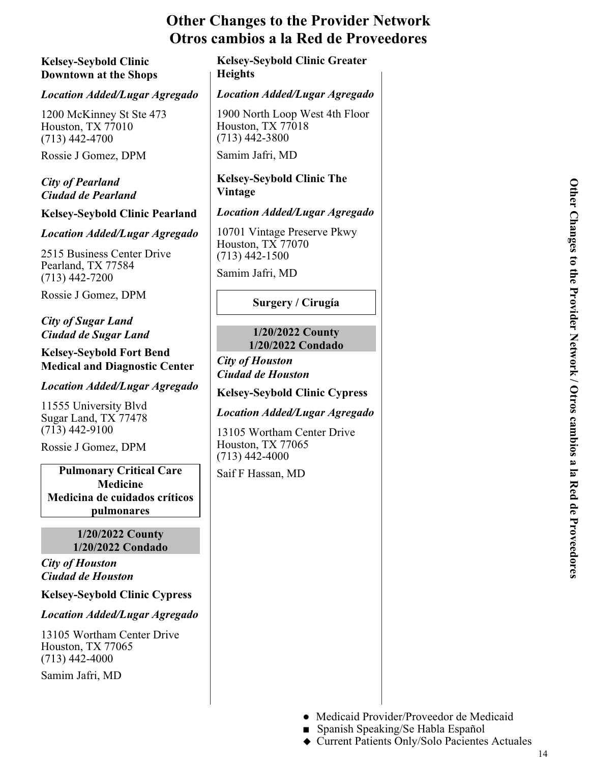# Other Changes to the Provider Network
# Otros cambios a la Red de Proveedores

**Kelsey-Seybold Clinic Downtown at the Shops**

***Location Added/Lugar Agregado***

1200 McKinney St Ste 473
Houston, TX 77010
(713) 442-4700

Rossie J Gomez, DPM

***City of Pearland***
***Ciudad de Pearland***

**Kelsey-Seybold Clinic Pearland**

***Location Added/Lugar Agregado***

2515 Business Center Drive
Pearland, TX 77584
(713) 442-7200

Rossie J Gomez, DPM

***City of Sugar Land***
***Ciudad de Sugar Land***

**Kelsey-Seybold Fort Bend Medical and Diagnostic Center**

***Location Added/Lugar Agregado***

11555 University Blvd
Sugar Land, TX 77478
(713) 442-9100

Rossie J Gomez, DPM

## Pulmonary Critical Care Medicine
## Medicina de cuidados críticos pulmonares

**1/20/2022 County**
**1/20/2022 Condado**

***City of Houston***
***Ciudad de Houston***

**Kelsey-Seybold Clinic Cypress**

***Location Added/Lugar Agregado***

13105 Wortham Center Drive
Houston, TX 77065
(713) 442-4000

Samim Jafri, MD

**Kelsey-Seybold Clinic Greater Heights**

***Location Added/Lugar Agregado***

1900 North Loop West 4th Floor
Houston, TX 77018
(713) 442-3800

Samim Jafri, MD

**Kelsey-Seybold Clinic The Vintage**

***Location Added/Lugar Agregado***

10701 Vintage Preserve Pkwy
Houston, TX 77070
(713) 442-1500

Samim Jafri, MD

## Surgery / Cirugía

**1/20/2022 County**
**1/20/2022 Condado**

***City of Houston***
***Ciudad de Houston***

**Kelsey-Seybold Clinic Cypress**

***Location Added/Lugar Agregado***

13105 Wortham Center Drive
Houston, TX 77065
(713) 442-4000

Saif F Hassan, MD

- ● Medicaid Provider/Proveedor de Medicaid
- ■ Spanish Speaking/Se Habla Español
- ◆ Current Patients Only/Solo Pacientes Actuales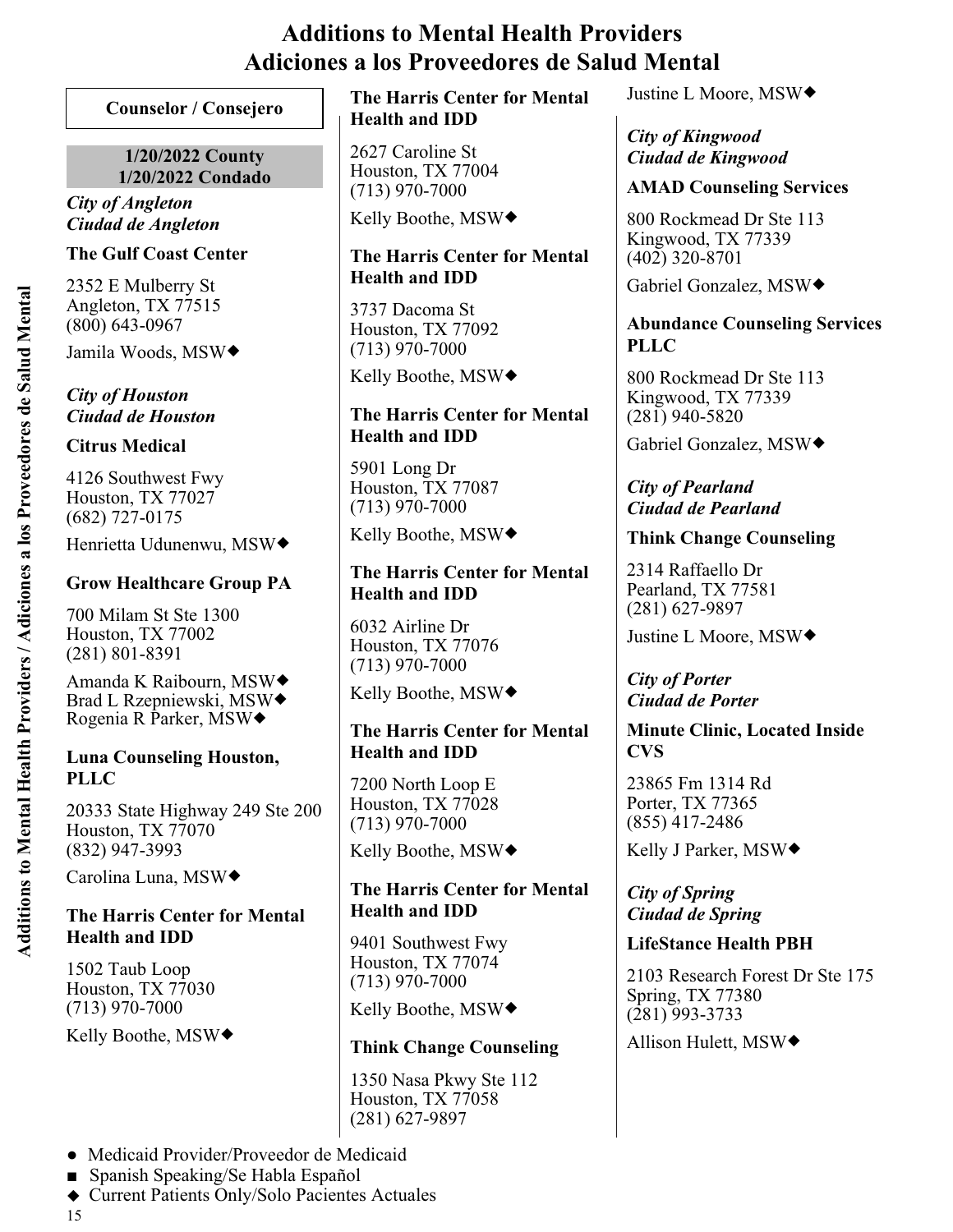# Additions to Mental Health Providers
# Adiciones a los Proveedores de Salud Mental

## Counselor / Consejero

**1/20/2022 County**
**1/20/2022 Condado**

*City of Angleton*
*Ciudad de Angleton*

**The Gulf Coast Center**

2352 E Mulberry St
Angleton, TX 77515
(800) 643-0967

Jamila Woods, MSW◆

*City of Houston*
*Ciudad de Houston*

**Citrus Medical**

4126 Southwest Fwy
Houston, TX 77027
(682) 727-0175

Henrietta Udunenwu, MSW◆

**Grow Healthcare Group PA**

700 Milam St Ste 1300
Houston, TX 77002
(281) 801-8391

Amanda K Raibourn, MSW◆
Brad L Rzepniewski, MSW◆
Rogenia R Parker, MSW◆

**Luna Counseling Houston, PLLC**

20333 State Highway 249 Ste 200
Houston, TX 77070
(832) 947-3993

Carolina Luna, MSW◆

**The Harris Center for Mental Health and IDD**

1502 Taub Loop
Houston, TX 77030
(713) 970-7000

Kelly Boothe, MSW◆

**The Harris Center for Mental Health and IDD**

2627 Caroline St
Houston, TX 77004
(713) 970-7000

Kelly Boothe, MSW◆

**The Harris Center for Mental Health and IDD**

3737 Dacoma St
Houston, TX 77092
(713) 970-7000

Kelly Boothe, MSW◆

**The Harris Center for Mental Health and IDD**

5901 Long Dr
Houston, TX 77087
(713) 970-7000

Kelly Boothe, MSW◆

**The Harris Center for Mental Health and IDD**

6032 Airline Dr
Houston, TX 77076
(713) 970-7000

Kelly Boothe, MSW◆

**The Harris Center for Mental Health and IDD**

7200 North Loop E
Houston, TX 77028
(713) 970-7000

Kelly Boothe, MSW◆

**The Harris Center for Mental Health and IDD**

9401 Southwest Fwy
Houston, TX 77074
(713) 970-7000

Kelly Boothe, MSW◆

**Think Change Counseling**

1350 Nasa Pkwy Ste 112
Houston, TX 77058
(281) 627-9897

Justine L Moore, MSW◆

*City of Kingwood*
*Ciudad de Kingwood*

**AMAD Counseling Services**

800 Rockmead Dr Ste 113
Kingwood, TX 77339
(402) 320-8701

Gabriel Gonzalez, MSW◆

**Abundance Counseling Services PLLC**

800 Rockmead Dr Ste 113
Kingwood, TX 77339
(281) 940-5820

Gabriel Gonzalez, MSW◆

*City of Pearland*
*Ciudad de Pearland*

**Think Change Counseling**

2314 Raffaello Dr
Pearland, TX 77581
(281) 627-9897

Justine L Moore, MSW◆

*City of Porter*
*Ciudad de Porter*

**Minute Clinic, Located Inside CVS**

23865 Fm 1314 Rd
Porter, TX 77365
(855) 417-2486

Kelly J Parker, MSW◆

*City of Spring*
*Ciudad de Spring*

**LifeStance Health PBH**

2103 Research Forest Dr Ste 175
Spring, TX 77380
(281) 993-3733

Allison Hulett, MSW◆

- ● Medicaid Provider/Proveedor de Medicaid
- ■ Spanish Speaking/Se Habla Español
- ◆ Current Patients Only/Solo Pacientes Actuales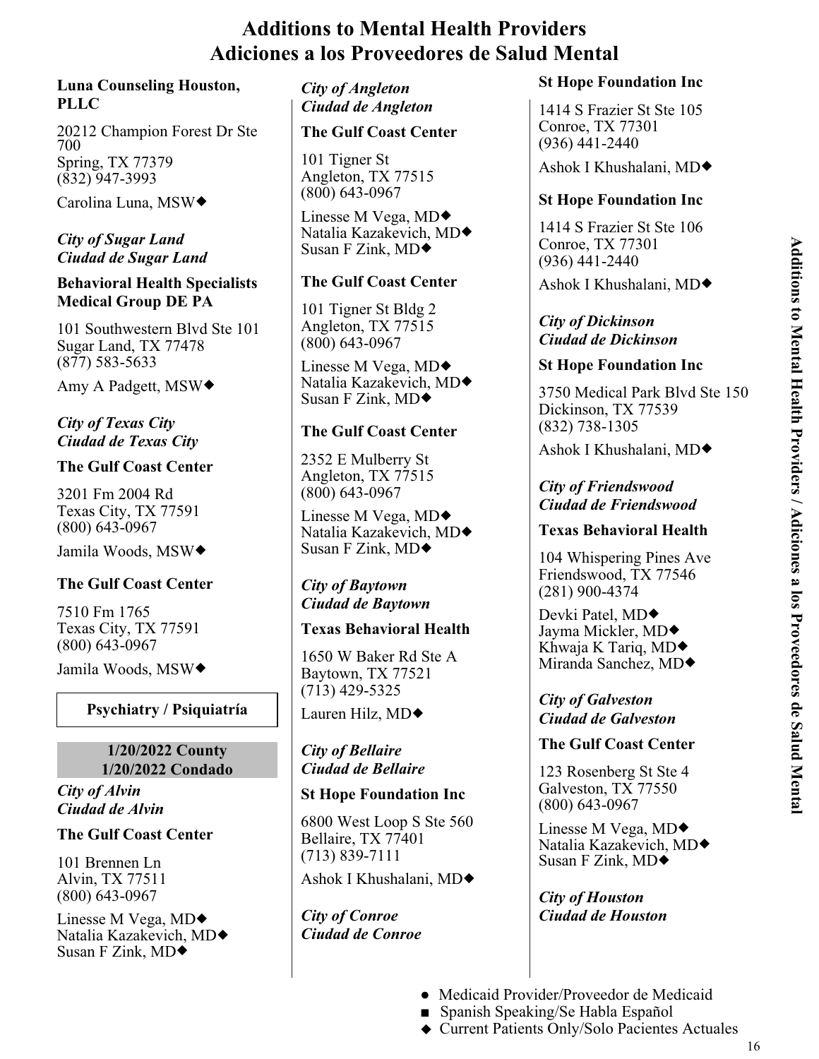# Additions to Mental Health Providers
# Adiciones a los Proveedores de Salud Mental

**Luna Counseling Houston, PLLC**

20212 Champion Forest Dr Ste 700
Spring, TX 77379
(832) 947-3993

Carolina Luna, MSW◆

***City of Sugar Land***
***Ciudad de Sugar Land***

**Behavioral Health Specialists Medical Group DE PA**

101 Southwestern Blvd Ste 101
Sugar Land, TX 77478
(877) 583-5633

Amy A Padgett, MSW◆

***City of Texas City***
***Ciudad de Texas City***

**The Gulf Coast Center**

3201 Fm 2004 Rd
Texas City, TX 77591
(800) 643-0967

Jamila Woods, MSW◆

**The Gulf Coast Center**

7510 Fm 1765
Texas City, TX 77591
(800) 643-0967

Jamila Woods, MSW◆

## Psychiatry / Psiquiatría

**1/20/2022 County**
**1/20/2022 Condado**

***City of Alvin***
***Ciudad de Alvin***

**The Gulf Coast Center**

101 Brennen Ln
Alvin, TX 77511
(800) 643-0967

Linesse M Vega, MD◆
Natalia Kazakevich, MD◆
Susan F Zink, MD◆

***City of Angleton***
***Ciudad de Angleton***

**The Gulf Coast Center**

101 Tigner St
Angleton, TX 77515
(800) 643-0967

Linesse M Vega, MD◆
Natalia Kazakevich, MD◆
Susan F Zink, MD◆

**The Gulf Coast Center**

101 Tigner St Bldg 2
Angleton, TX 77515
(800) 643-0967

Linesse M Vega, MD◆
Natalia Kazakevich, MD◆
Susan F Zink, MD◆

**The Gulf Coast Center**

2352 E Mulberry St
Angleton, TX 77515
(800) 643-0967

Linesse M Vega, MD◆
Natalia Kazakevich, MD◆
Susan F Zink, MD◆

***City of Baytown***
***Ciudad de Baytown***

**Texas Behavioral Health**

1650 W Baker Rd Ste A
Baytown, TX 77521
(713) 429-5325

Lauren Hilz, MD◆

***City of Bellaire***
***Ciudad de Bellaire***

**St Hope Foundation Inc**

6800 West Loop S Ste 560
Bellaire, TX 77401
(713) 839-7111

Ashok I Khushalani, MD◆

***City of Conroe***
***Ciudad de Conroe***

**St Hope Foundation Inc**

1414 S Frazier St Ste 105
Conroe, TX 77301
(936) 441-2440

Ashok I Khushalani, MD◆

**St Hope Foundation Inc**

1414 S Frazier St Ste 106
Conroe, TX 77301
(936) 441-2440

Ashok I Khushalani, MD◆

***City of Dickinson***
***Ciudad de Dickinson***

**St Hope Foundation Inc**

3750 Medical Park Blvd Ste 150
Dickinson, TX 77539
(832) 738-1305

Ashok I Khushalani, MD◆

***City of Friendswood***
***Ciudad de Friendswood***

**Texas Behavioral Health**

104 Whispering Pines Ave
Friendswood, TX 77546
(281) 900-4374

Devki Patel, MD◆
Jayma Mickler, MD◆
Khwaja K Tariq, MD◆
Miranda Sanchez, MD◆

***City of Galveston***
***Ciudad de Galveston***

**The Gulf Coast Center**

123 Rosenberg St Ste 4
Galveston, TX 77550
(800) 643-0967

Linesse M Vega, MD◆
Natalia Kazakevich, MD◆
Susan F Zink, MD◆

***City of Houston***
***Ciudad de Houston***

- ● Medicaid Provider/Proveedor de Medicaid
- ■ Spanish Speaking/Se Habla Español
- ◆ Current Patients Only/Solo Pacientes Actuales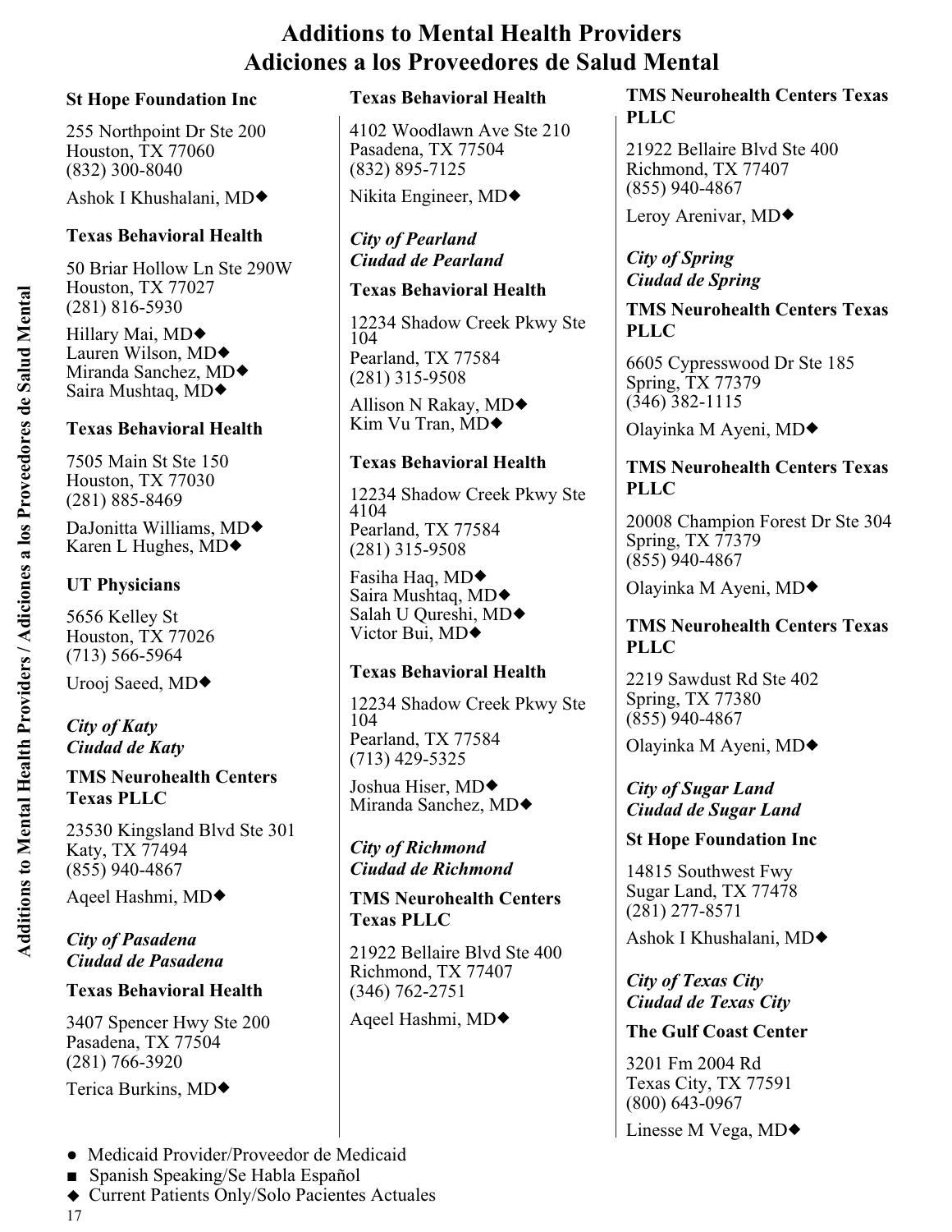# Additions to Mental Health Providers
# Adiciones a los Proveedores de Salud Mental

**St Hope Foundation Inc**

255 Northpoint Dr Ste 200
Houston, TX 77060
(832) 300-8040

Ashok I Khushalani, MD◆

**Texas Behavioral Health**

50 Briar Hollow Ln Ste 290W
Houston, TX 77027
(281) 816-5930

Hillary Mai, MD◆
Lauren Wilson, MD◆
Miranda Sanchez, MD◆
Saira Mushtaq, MD◆

**Texas Behavioral Health**

7505 Main St Ste 150
Houston, TX 77030
(281) 885-8469

DaJonitta Williams, MD◆
Karen L Hughes, MD◆

**UT Physicians**

5656 Kelley St
Houston, TX 77026
(713) 566-5964

Urooj Saeed, MD◆

***City of Katy***
***Ciudad de Katy***

**TMS Neurohealth Centers Texas PLLC**

23530 Kingsland Blvd Ste 301
Katy, TX 77494
(855) 940-4867

Aqeel Hashmi, MD◆

***City of Pasadena***
***Ciudad de Pasadena***

**Texas Behavioral Health**

3407 Spencer Hwy Ste 200
Pasadena, TX 77504
(281) 766-3920

Terica Burkins, MD◆

**Texas Behavioral Health**

4102 Woodlawn Ave Ste 210
Pasadena, TX 77504
(832) 895-7125

Nikita Engineer, MD◆

***City of Pearland***
***Ciudad de Pearland***

**Texas Behavioral Health**

12234 Shadow Creek Pkwy Ste 104
Pearland, TX 77584
(281) 315-9508

Allison N Rakay, MD◆
Kim Vu Tran, MD◆

**Texas Behavioral Health**

12234 Shadow Creek Pkwy Ste 4104
Pearland, TX 77584
(281) 315-9508

Fasiha Haq, MD◆
Saira Mushtaq, MD◆
Salah U Qureshi, MD◆
Victor Bui, MD◆

**Texas Behavioral Health**

12234 Shadow Creek Pkwy Ste 104
Pearland, TX 77584
(713) 429-5325

Joshua Hiser, MD◆
Miranda Sanchez, MD◆

***City of Richmond***
***Ciudad de Richmond***

**TMS Neurohealth Centers Texas PLLC**

21922 Bellaire Blvd Ste 400
Richmond, TX 77407
(346) 762-2751

Aqeel Hashmi, MD◆

**TMS Neurohealth Centers Texas PLLC**

21922 Bellaire Blvd Ste 400
Richmond, TX 77407
(855) 940-4867

Leroy Arenivar, MD◆

***City of Spring***
***Ciudad de Spring***

**TMS Neurohealth Centers Texas PLLC**

6605 Cypresswood Dr Ste 185
Spring, TX 77379
(346) 382-1115

Olayinka M Ayeni, MD◆

**TMS Neurohealth Centers Texas PLLC**

20008 Champion Forest Dr Ste 304
Spring, TX 77379
(855) 940-4867

Olayinka M Ayeni, MD◆

**TMS Neurohealth Centers Texas PLLC**

2219 Sawdust Rd Ste 402
Spring, TX 77380
(855) 940-4867

Olayinka M Ayeni, MD◆

***City of Sugar Land***
***Ciudad de Sugar Land***

**St Hope Foundation Inc**

14815 Southwest Fwy
Sugar Land, TX 77478
(281) 277-8571

Ashok I Khushalani, MD◆

***City of Texas City***
***Ciudad de Texas City***

**The Gulf Coast Center**

3201 Fm 2004 Rd
Texas City, TX 77591
(800) 643-0967

Linesse M Vega, MD◆

● Medicaid Provider/Proveedor de Medicaid
■ Spanish Speaking/Se Habla Español
◆ Current Patients Only/Solo Pacientes Actuales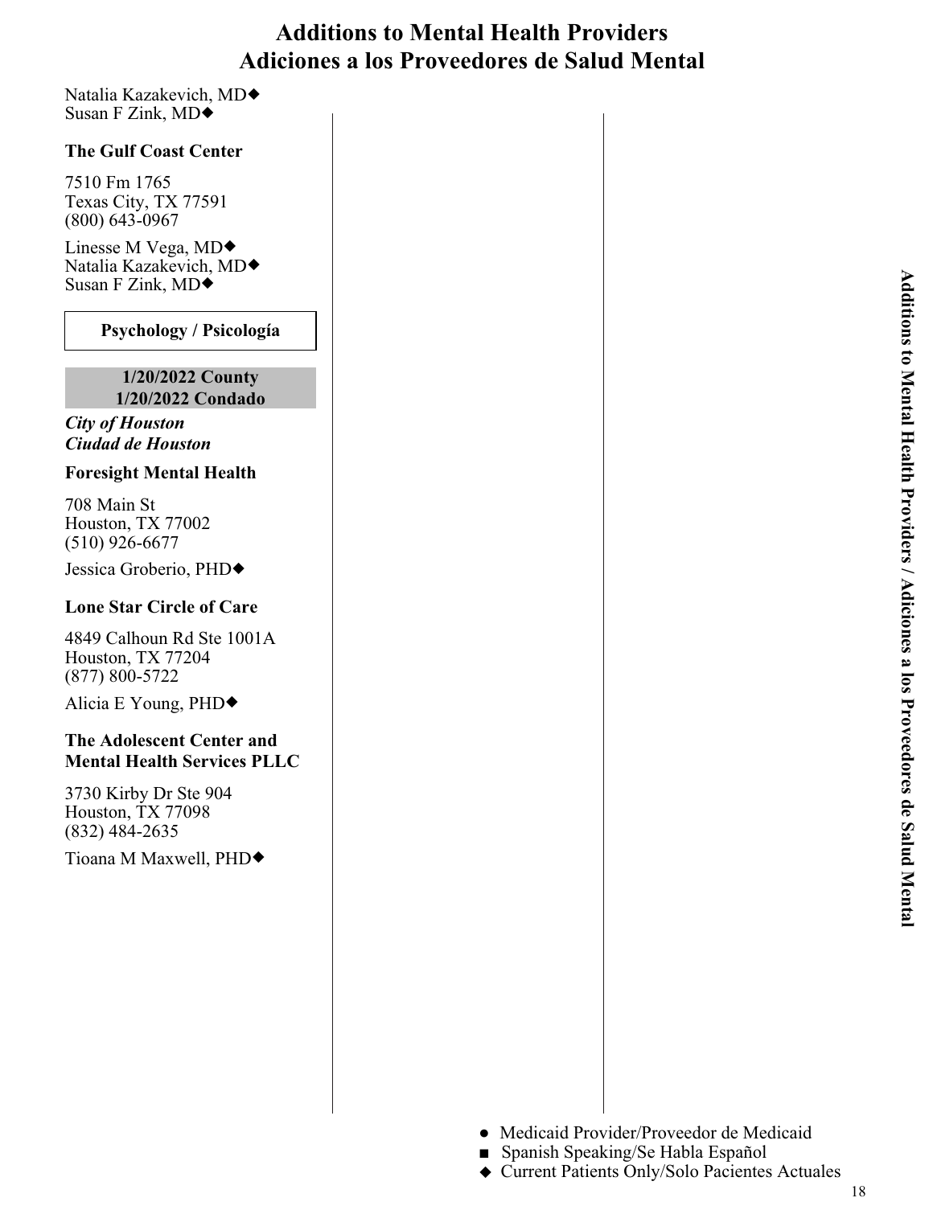# Additions to Mental Health Providers
# Adiciones a los Proveedores de Salud Mental

Natalia Kazakevich, MD◆
Susan F Zink, MD◆

**The Gulf Coast Center**

7510 Fm 1765
Texas City, TX 77591
(800) 643-0967

Linesse M Vega, MD◆
Natalia Kazakevich, MD◆
Susan F Zink, MD◆

## Psychology / Psicología

**1/20/2022 County**
**1/20/2022 Condado**

***City of Houston***
***Ciudad de Houston***

**Foresight Mental Health**

708 Main St
Houston, TX 77002
(510) 926-6677

Jessica Groberio, PHD◆

**Lone Star Circle of Care**

4849 Calhoun Rd Ste 1001A
Houston, TX 77204
(877) 800-5722

Alicia E Young, PHD◆

**The Adolescent Center and Mental Health Services PLLC**

3730 Kirby Dr Ste 904
Houston, TX 77098
(832) 484-2635

Tioana M Maxwell, PHD◆

● Medicaid Provider/Proveedor de Medicaid
■ Spanish Speaking/Se Habla Español
◆ Current Patients Only/Solo Pacientes Actuales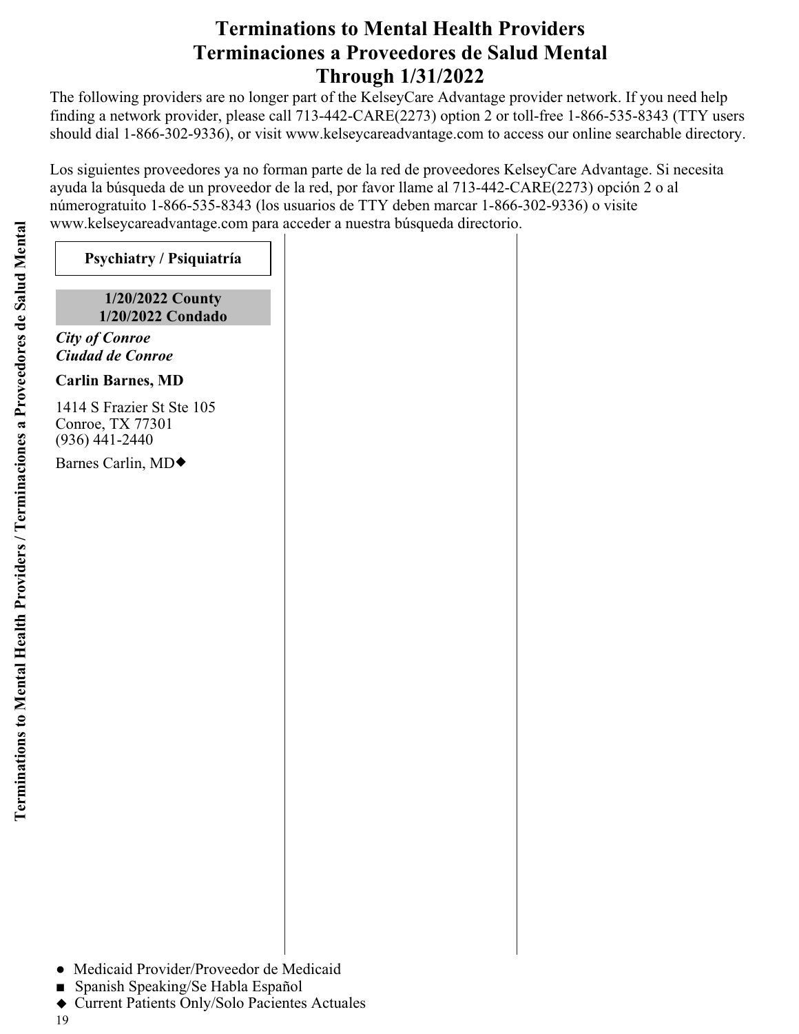# Terminations to Mental Health Providers
# Terminaciones a Proveedores de Salud Mental
# Through 1/31/2022

The following providers are no longer part of the KelseyCare Advantage provider network. If you need help finding a network provider, please call 713-442-CARE(2273) option 2 or toll-free 1-866-535-8343 (TTY users should dial 1-866-302-9336), or visit www.kelseycareadvantage.com to access our online searchable directory.

Los siguientes proveedores ya no forman parte de la red de proveedores KelseyCare Advantage. Si necesita ayuda la búsqueda de un proveedor de la red, por favor llame al 713-442-CARE(2273) opción 2 o al númerogratuito 1-866-535-8343 (los usuarios de TTY deben marcar 1-866-302-9336) o visite www.kelseycareadvantage.com para acceder a nuestra búsqueda directorio.

## Psychiatry / Psiquiatría

**1/20/2022 County**
**1/20/2022 Condado**

***City of Conroe***
***Ciudad de Conroe***

**Carlin Barnes, MD**

1414 S Frazier St Ste 105
Conroe, TX 77301
(936) 441-2440

Barnes Carlin, MD◆

● Medicaid Provider/Proveedor de Medicaid
■ Spanish Speaking/Se Habla Español
◆ Current Patients Only/Solo Pacientes Actuales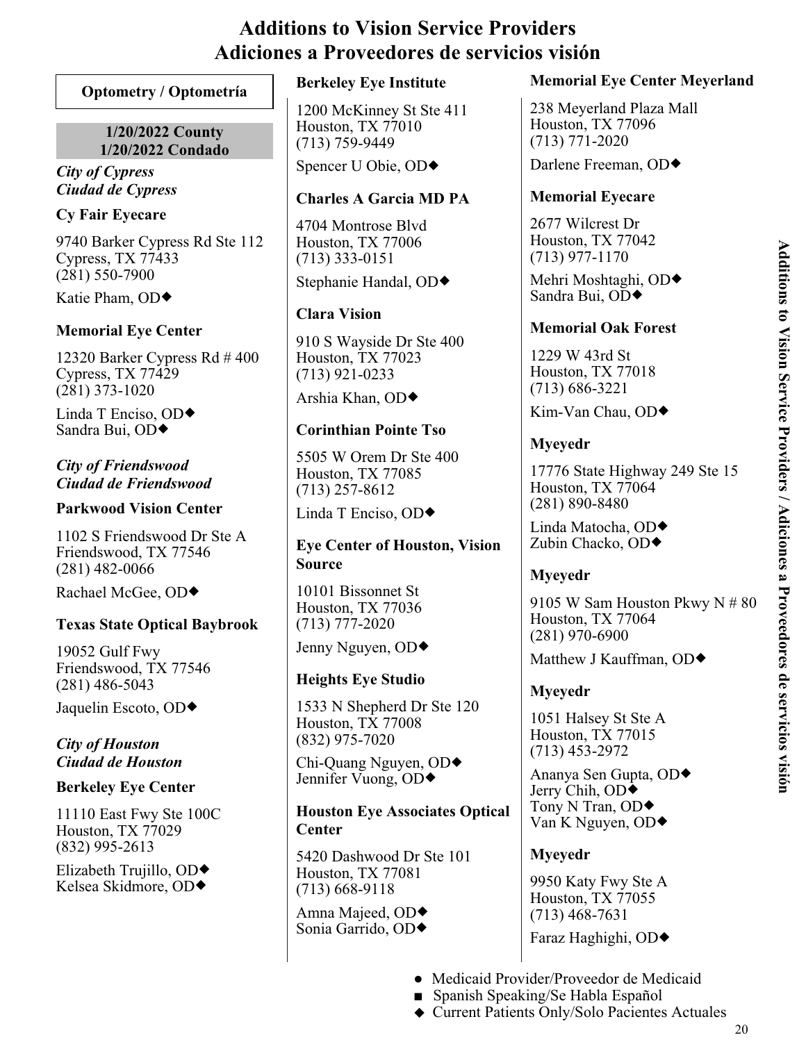# Additions to Vision Service Providers
# Adiciones a Proveedores de servicios visión

## Optometry / Optometría

### 1/20/2022 County
### 1/20/2022 Condado

***City of Cypress***
***Ciudad de Cypress***

**Cy Fair Eyecare**

9740 Barker Cypress Rd Ste 112
Cypress, TX 77433
(281) 550-7900

Katie Pham, OD◆

**Memorial Eye Center**

12320 Barker Cypress Rd # 400
Cypress, TX 77429
(281) 373-1020

Linda T Enciso, OD◆
Sandra Bui, OD◆

***City of Friendswood***
***Ciudad de Friendswood***

**Parkwood Vision Center**

1102 S Friendswood Dr Ste A
Friendswood, TX 77546
(281) 482-0066

Rachael McGee, OD◆

**Texas State Optical Baybrook**

19052 Gulf Fwy
Friendswood, TX 77546
(281) 486-5043

Jaquelin Escoto, OD◆

***City of Houston***
***Ciudad de Houston***

**Berkeley Eye Center**

11110 East Fwy Ste 100C
Houston, TX 77029
(832) 995-2613

Elizabeth Trujillo, OD◆
Kelsea Skidmore, OD◆

**Berkeley Eye Institute**

1200 McKinney St Ste 411
Houston, TX 77010
(713) 759-9449

Spencer U Obie, OD◆

**Charles A Garcia MD PA**

4704 Montrose Blvd
Houston, TX 77006
(713) 333-0151

Stephanie Handal, OD◆

**Clara Vision**

910 S Wayside Dr Ste 400
Houston, TX 77023
(713) 921-0233

Arshia Khan, OD◆

**Corinthian Pointe Tso**

5505 W Orem Dr Ste 400
Houston, TX 77085
(713) 257-8612

Linda T Enciso, OD◆

**Eye Center of Houston, Vision Source**

10101 Bissonnet St
Houston, TX 77036
(713) 777-2020

Jenny Nguyen, OD◆

**Heights Eye Studio**

1533 N Shepherd Dr Ste 120
Houston, TX 77008
(832) 975-7020

Chi-Quang Nguyen, OD◆
Jennifer Vuong, OD◆

**Houston Eye Associates Optical Center**

5420 Dashwood Dr Ste 101
Houston, TX 77081
(713) 668-9118

Amna Majeed, OD◆
Sonia Garrido, OD◆

**Memorial Eye Center Meyerland**

238 Meyerland Plaza Mall
Houston, TX 77096
(713) 771-2020

Darlene Freeman, OD◆

**Memorial Eyecare**

2677 Wilcrest Dr
Houston, TX 77042
(713) 977-1170

Mehri Moshtaghi, OD◆
Sandra Bui, OD◆

**Memorial Oak Forest**

1229 W 43rd St
Houston, TX 77018
(713) 686-3221

Kim-Van Chau, OD◆

**Myeyedr**

17776 State Highway 249 Ste 15
Houston, TX 77064
(281) 890-8480

Linda Matocha, OD◆
Zubin Chacko, OD◆

**Myeyedr**

9105 W Sam Houston Pkwy N # 80
Houston, TX 77064
(281) 970-6900

Matthew J Kauffman, OD◆

**Myeyedr**

1051 Halsey St Ste A
Houston, TX 77015
(713) 453-2972

Ananya Sen Gupta, OD◆
Jerry Chih, OD◆
Tony N Tran, OD◆
Van K Nguyen, OD◆

**Myeyedr**

9950 Katy Fwy Ste A
Houston, TX 77055
(713) 468-7631

Faraz Haghighi, OD◆

● Medicaid Provider/Proveedor de Medicaid
■ Spanish Speaking/Se Habla Español
◆ Current Patients Only/Solo Pacientes Actuales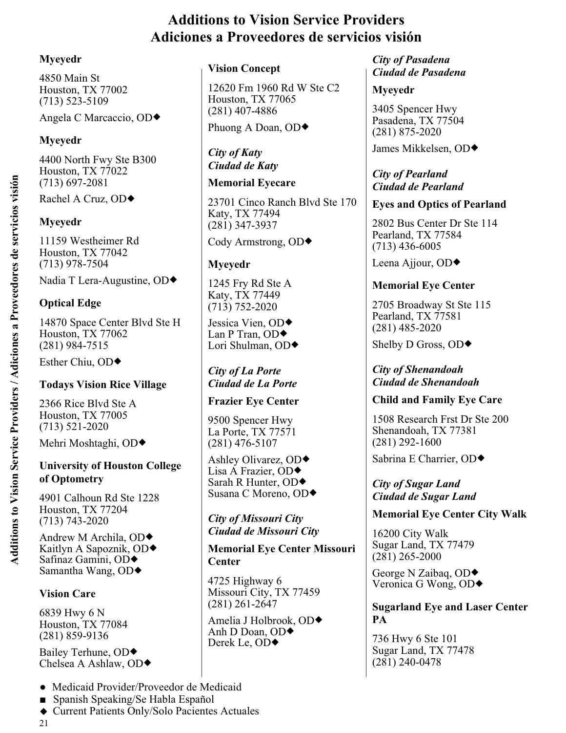# Additions to Vision Service Providers
# Adiciones a Proveedores de servicios visión

**Myeyedr**

4850 Main St
Houston, TX 77002
(713) 523-5109

Angela C Marcaccio, OD◆

**Myeyedr**

4400 North Fwy Ste B300
Houston, TX 77022
(713) 697-2081

Rachel A Cruz, OD◆

**Myeyedr**

11159 Westheimer Rd
Houston, TX 77042
(713) 978-7504

Nadia T Lera-Augustine, OD◆

**Optical Edge**

14870 Space Center Blvd Ste H
Houston, TX 77062
(281) 984-7515

Esther Chiu, OD◆

**Todays Vision Rice Village**

2366 Rice Blvd Ste A
Houston, TX 77005
(713) 521-2020

Mehri Moshtaghi, OD◆

**University of Houston College of Optometry**

4901 Calhoun Rd Ste 1228
Houston, TX 77204
(713) 743-2020

Andrew M Archila, OD◆
Kaitlyn A Sapoznik, OD◆
Safinaz Gamini, OD◆
Samantha Wang, OD◆

**Vision Care**

6839 Hwy 6 N
Houston, TX 77084
(281) 859-9136

Bailey Terhune, OD◆
Chelsea A Ashlaw, OD◆

**Vision Concept**

12620 Fm 1960 Rd W Ste C2
Houston, TX 77065
(281) 407-4886

Phuong A Doan, OD◆

### *City of Katy*
### *Ciudad de Katy*

**Memorial Eyecare**

23701 Cinco Ranch Blvd Ste 170
Katy, TX 77494
(281) 347-3937

Cody Armstrong, OD◆

**Myeyedr**

1245 Fry Rd Ste A
Katy, TX 77449
(713) 752-2020

Jessica Vien, OD◆
Lan P Tran, OD◆
Lori Shulman, OD◆

### *City of La Porte*
### *Ciudad de La Porte*

**Frazier Eye Center**

9500 Spencer Hwy
La Porte, TX 77571
(281) 476-5107

Ashley Olivarez, OD◆
Lisa A Frazier, OD◆
Sarah R Hunter, OD◆
Susana C Moreno, OD◆

### *City of Missouri City*
### *Ciudad de Missouri City*

**Memorial Eye Center Missouri Center**

4725 Highway 6
Missouri City, TX 77459
(281) 261-2647

Amelia J Holbrook, OD◆
Anh D Doan, OD◆
Derek Le, OD◆

### *City of Pasadena*
### *Ciudad de Pasadena*

**Myeyedr**

3405 Spencer Hwy
Pasadena, TX 77504
(281) 875-2020

James Mikkelsen, OD◆

### *City of Pearland*
### *Ciudad de Pearland*

**Eyes and Optics of Pearland**

2802 Bus Center Dr Ste 114
Pearland, TX 77584
(713) 436-6005

Leena Ajjour, OD◆

**Memorial Eye Center**

2705 Broadway St Ste 115
Pearland, TX 77581
(281) 485-2020

Shelby D Gross, OD◆

### *City of Shenandoah*
### *Ciudad de Shenandoah*

**Child and Family Eye Care**

1508 Research Frst Dr Ste 200
Shenandoah, TX 77381
(281) 292-1600

Sabrina E Charrier, OD◆

### *City of Sugar Land*
### *Ciudad de Sugar Land*

**Memorial Eye Center City Walk**

16200 City Walk
Sugar Land, TX 77479
(281) 265-2000

George N Zaibaq, OD◆
Veronica G Wong, OD◆

**Sugarland Eye and Laser Center PA**

736 Hwy 6 Ste 101
Sugar Land, TX 77478
(281) 240-0478

---

● Medicaid Provider/Proveedor de Medicaid
■ Spanish Speaking/Se Habla Español
◆ Current Patients Only/Solo Pacientes Actuales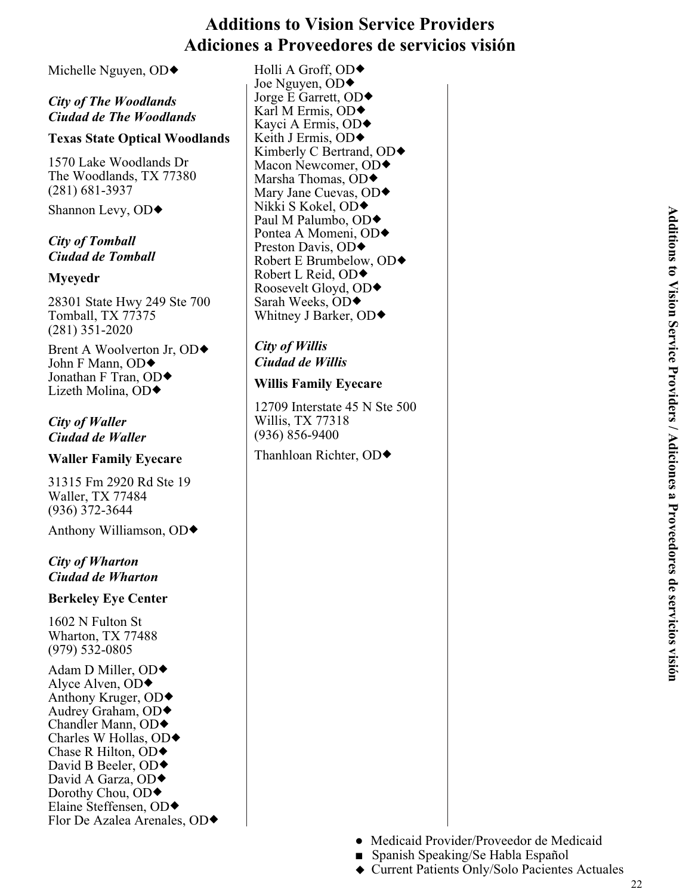# Additions to Vision Service Providers
# Adiciones a Proveedores de servicios visión

Michelle Nguyen, OD◆

***City of The Woodlands***
***Ciudad de The Woodlands***

**Texas State Optical Woodlands**

1570 Lake Woodlands Dr
The Woodlands, TX 77380
(281) 681-3937

Shannon Levy, OD◆

***City of Tomball***
***Ciudad de Tomball***

**Myeyedr**

28301 State Hwy 249 Ste 700
Tomball, TX 77375
(281) 351-2020

Brent A Woolverton Jr, OD◆
John F Mann, OD◆
Jonathan F Tran, OD◆
Lizeth Molina, OD◆

***City of Waller***
***Ciudad de Waller***

**Waller Family Eyecare**

31315 Fm 2920 Rd Ste 19
Waller, TX 77484
(936) 372-3644

Anthony Williamson, OD◆

***City of Wharton***
***Ciudad de Wharton***

**Berkeley Eye Center**

1602 N Fulton St
Wharton, TX 77488
(979) 532-0805

Adam D Miller, OD◆
Alyce Alven, OD◆
Anthony Kruger, OD◆
Audrey Graham, OD◆
Chandler Mann, OD◆
Charles W Hollas, OD◆
Chase R Hilton, OD◆
David B Beeler, OD◆
David A Garza, OD◆
Dorothy Chou, OD◆
Elaine Steffensen, OD◆
Flor De Azalea Arenales, OD◆
Holli A Groff, OD◆
Joe Nguyen, OD◆
Jorge E Garrett, OD◆
Karl M Ermis, OD◆
Kayci A Ermis, OD◆
Keith J Ermis, OD◆
Kimberly C Bertrand, OD◆
Macon Newcomer, OD◆
Marsha Thomas, OD◆
Mary Jane Cuevas, OD◆
Nikki S Kokel, OD◆
Paul M Palumbo, OD◆
Pontea A Momeni, OD◆
Preston Davis, OD◆
Robert E Brumbelow, OD◆
Robert L Reid, OD◆
Roosevelt Gloyd, OD◆
Sarah Weeks, OD◆
Whitney J Barker, OD◆

***City of Willis***
***Ciudad de Willis***

**Willis Family Eyecare**

12709 Interstate 45 N Ste 500
Willis, TX 77318
(936) 856-9400

Thanhloan Richter, OD◆

● Medicaid Provider/Proveedor de Medicaid
■ Spanish Speaking/Se Habla Español
◆ Current Patients Only/Solo Pacientes Actuales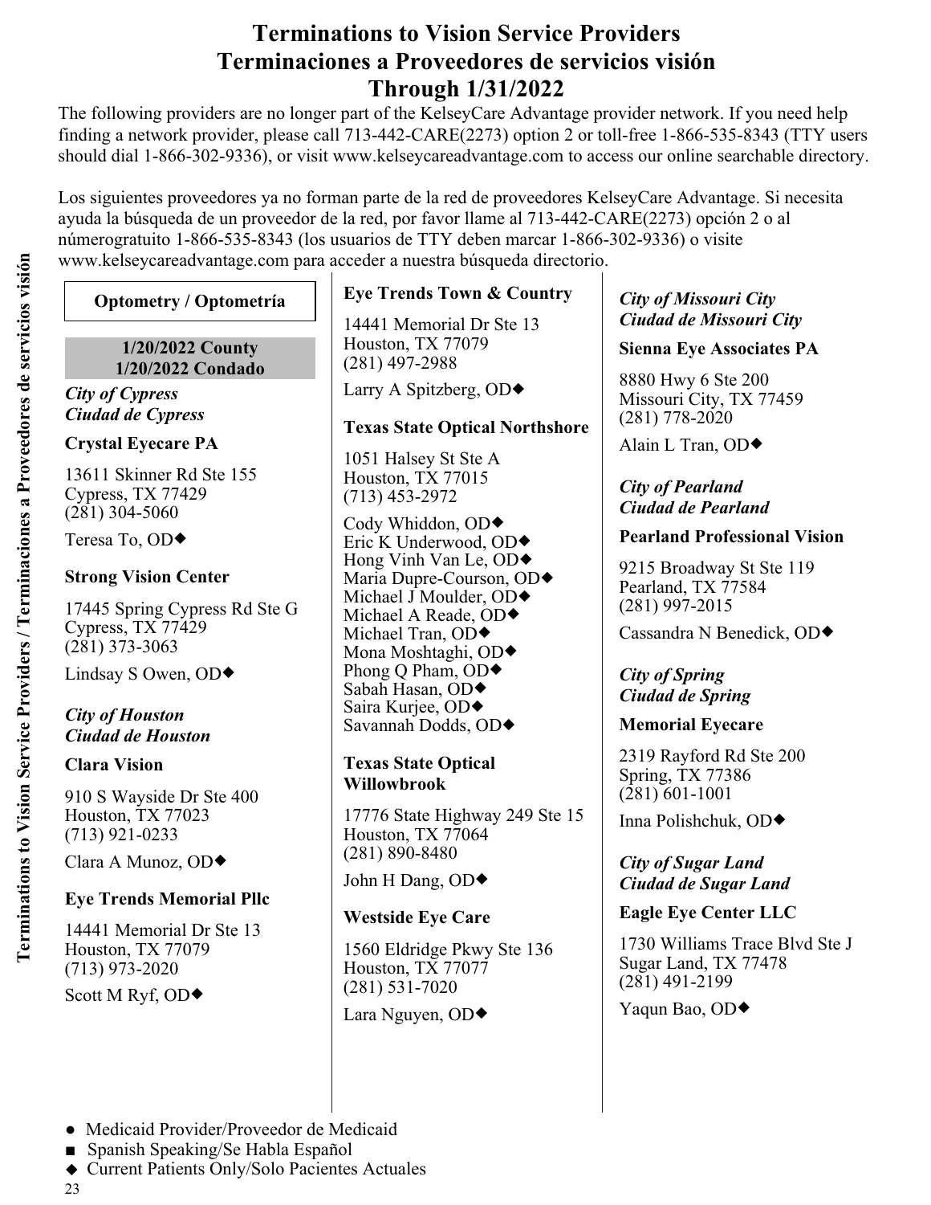# Terminations to Vision Service Providers
# Terminaciones a Proveedores de servicios visión
# Through 1/31/2022

The following providers are no longer part of the KelseyCare Advantage provider network. If you need help finding a network provider, please call 713-442-CARE(2273) option 2 or toll-free 1-866-535-8343 (TTY users should dial 1-866-302-9336), or visit www.kelseycareadvantage.com to access our online searchable directory.

Los siguientes proveedores ya no forman parte de la red de proveedores KelseyCare Advantage. Si necesita ayuda la búsqueda de un proveedor de la red, por favor llame al 713-442-CARE(2273) opción 2 o al númerogratuito 1-866-535-8343 (los usuarios de TTY deben marcar 1-866-302-9336) o visite www.kelseycareadvantage.com para acceder a nuestra búsqueda directorio.

## Optometry / Optometría

**1/20/2022 County**
**1/20/2022 Condado**

*City of Cypress*
*Ciudad de Cypress*

**Crystal Eyecare PA**

13611 Skinner Rd Ste 155
Cypress, TX 77429
(281) 304-5060

Teresa To, OD◆

**Strong Vision Center**

17445 Spring Cypress Rd Ste G
Cypress, TX 77429
(281) 373-3063

Lindsay S Owen, OD◆

*City of Houston*
*Ciudad de Houston*

**Clara Vision**

910 S Wayside Dr Ste 400
Houston, TX 77023
(713) 921-0233

Clara A Munoz, OD◆

**Eye Trends Memorial Pllc**

14441 Memorial Dr Ste 13
Houston, TX 77079
(713) 973-2020

Scott M Ryf, OD◆

**Eye Trends Town & Country**

14441 Memorial Dr Ste 13
Houston, TX 77079
(281) 497-2988

Larry A Spitzberg, OD◆

**Texas State Optical Northshore**

1051 Halsey St Ste A
Houston, TX 77015
(713) 453-2972

Cody Whiddon, OD◆
Eric K Underwood, OD◆
Hong Vinh Van Le, OD◆
Maria Dupre-Courson, OD◆
Michael J Moulder, OD◆
Michael A Reade, OD◆
Michael Tran, OD◆
Mona Moshtaghi, OD◆
Phong Q Pham, OD◆
Sabah Hasan, OD◆
Saira Kurjee, OD◆
Savannah Dodds, OD◆

**Texas State Optical Willowbrook**

17776 State Highway 249 Ste 15
Houston, TX 77064
(281) 890-8480

John H Dang, OD◆

**Westside Eye Care**

1560 Eldridge Pkwy Ste 136
Houston, TX 77077
(281) 531-7020

Lara Nguyen, OD◆

*City of Missouri City*
*Ciudad de Missouri City*

**Sienna Eye Associates PA**

8880 Hwy 6 Ste 200
Missouri City, TX 77459
(281) 778-2020

Alain L Tran, OD◆

*City of Pearland*
*Ciudad de Pearland*

**Pearland Professional Vision**

9215 Broadway St Ste 119
Pearland, TX 77584
(281) 997-2015

Cassandra N Benedick, OD◆

*City of Spring*
*Ciudad de Spring*

**Memorial Eyecare**

2319 Rayford Rd Ste 200
Spring, TX 77386
(281) 601-1001

Inna Polishchuk, OD◆

*City of Sugar Land*
*Ciudad de Sugar Land*

**Eagle Eye Center LLC**

1730 Williams Trace Blvd Ste J
Sugar Land, TX 77478
(281) 491-2199

Yaqun Bao, OD◆

- ● Medicaid Provider/Proveedor de Medicaid
- ■ Spanish Speaking/Se Habla Español
- ◆ Current Patients Only/Solo Pacientes Actuales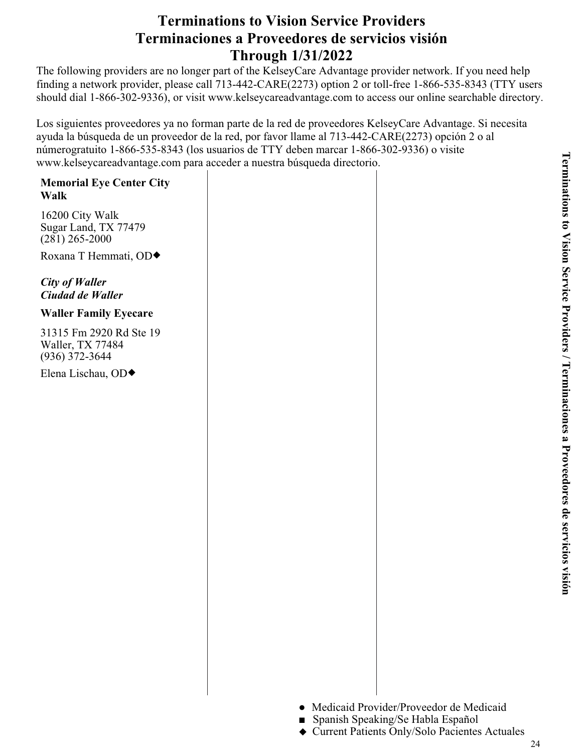# Terminations to Vision Service Providers
# Terminaciones a Proveedores de servicios visión
# Through 1/31/2022

The following providers are no longer part of the KelseyCare Advantage provider network. If you need help finding a network provider, please call 713-442-CARE(2273) option 2 or toll-free 1-866-535-8343 (TTY users should dial 1-866-302-9336), or visit www.kelseycareadvantage.com to access our online searchable directory.

Los siguientes proveedores ya no forman parte de la red de proveedores KelseyCare Advantage. Si necesita ayuda la búsqueda de un proveedor de la red, por favor llame al 713-442-CARE(2273) opción 2 o al númerogratuito 1-866-535-8343 (los usuarios de TTY deben marcar 1-866-302-9336) o visite www.kelseycareadvantage.com para acceder a nuestra búsqueda directorio.

**Memorial Eye Center City Walk**

16200 City Walk
Sugar Land, TX 77479
(281) 265-2000

Roxana T Hemmati, OD◆

***City of Waller***
***Ciudad de Waller***

**Waller Family Eyecare**

31315 Fm 2920 Rd Ste 19
Waller, TX 77484
(936) 372-3644

Elena Lischau, OD◆

● Medicaid Provider/Proveedor de Medicaid
■ Spanish Speaking/Se Habla Español
◆ Current Patients Only/Solo Pacientes Actuales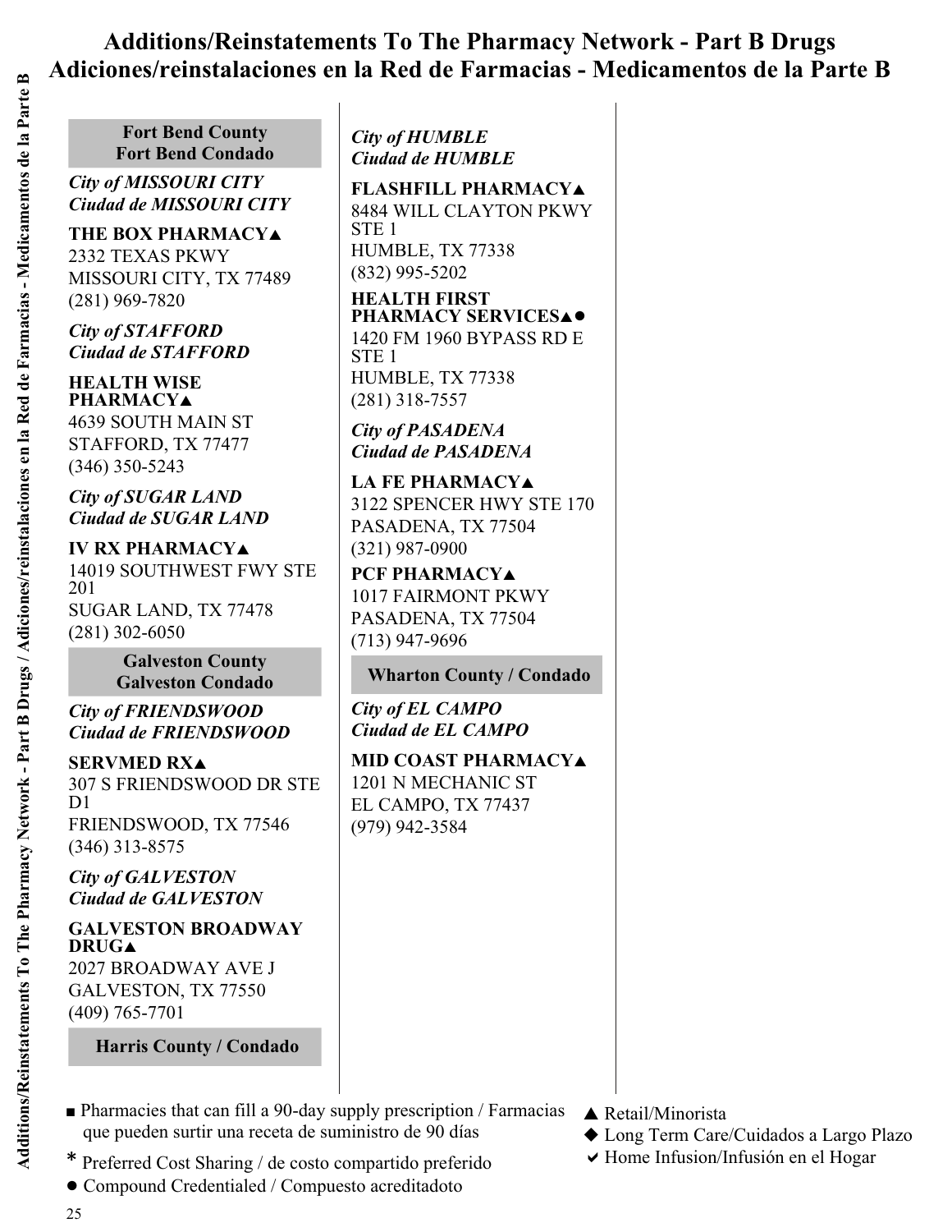# Additions/Reinstatements To The Pharmacy Network - Part B Drugs
# Adiciones/reinstalaciones en la Red de Farmacias - Medicamentos de la Parte B

## Fort Bend County
## Fort Bend Condado

*City of MISSOURI CITY*
*Ciudad de MISSOURI CITY*

**THE BOX PHARMACY▲**
2332 TEXAS PKWY
MISSOURI CITY, TX 77489
(281) 969-7820

*City of STAFFORD*
*Ciudad de STAFFORD*

**HEALTH WISE PHARMACY▲**
4639 SOUTH MAIN ST
STAFFORD, TX 77477
(346) 350-5243

*City of SUGAR LAND*
*Ciudad de SUGAR LAND*

**IV RX PHARMACY▲**
14019 SOUTHWEST FWY STE 201
SUGAR LAND, TX 77478
(281) 302-6050

## Galveston County
## Galveston Condado

*City of FRIENDSWOOD*
*Ciudad de FRIENDSWOOD*

**SERVMED RX▲**
307 S FRIENDSWOOD DR STE D1
FRIENDSWOOD, TX 77546
(346) 313-8575

*City of GALVESTON*
*Ciudad de GALVESTON*

**GALVESTON BROADWAY DRUG▲**
2027 BROADWAY AVE J
GALVESTON, TX 77550
(409) 765-7701

## Harris County / Condado

*City of HUMBLE*
*Ciudad de HUMBLE*

**FLASHFILL PHARMACY▲**
8484 WILL CLAYTON PKWY STE 1
HUMBLE, TX 77338
(832) 995-5202

**HEALTH FIRST PHARMACY SERVICES▲●**
1420 FM 1960 BYPASS RD E STE 1
HUMBLE, TX 77338
(281) 318-7557

*City of PASADENA*
*Ciudad de PASADENA*

**LA FE PHARMACY▲**
3122 SPENCER HWY STE 170
PASADENA, TX 77504
(321) 987-0900

**PCF PHARMACY▲**
1017 FAIRMONT PKWY
PASADENA, TX 77504
(713) 947-9696

## Wharton County / Condado

*City of EL CAMPO*
*Ciudad de EL CAMPO*

**MID COAST PHARMACY▲**
1201 N MECHANIC ST
EL CAMPO, TX 77437
(979) 942-3584

---

■ Pharmacies that can fill a 90-day supply prescription / Farmacias que pueden surtir una receta de suministro de 90 días
* Preferred Cost Sharing / de costo compartido preferido
● Compound Credentialed / Compuesto acreditadoto
▲ Retail/Minorista
◆ Long Term Care/Cuidados a Largo Plazo
✔ Home Infusion/Infusión en el Hogar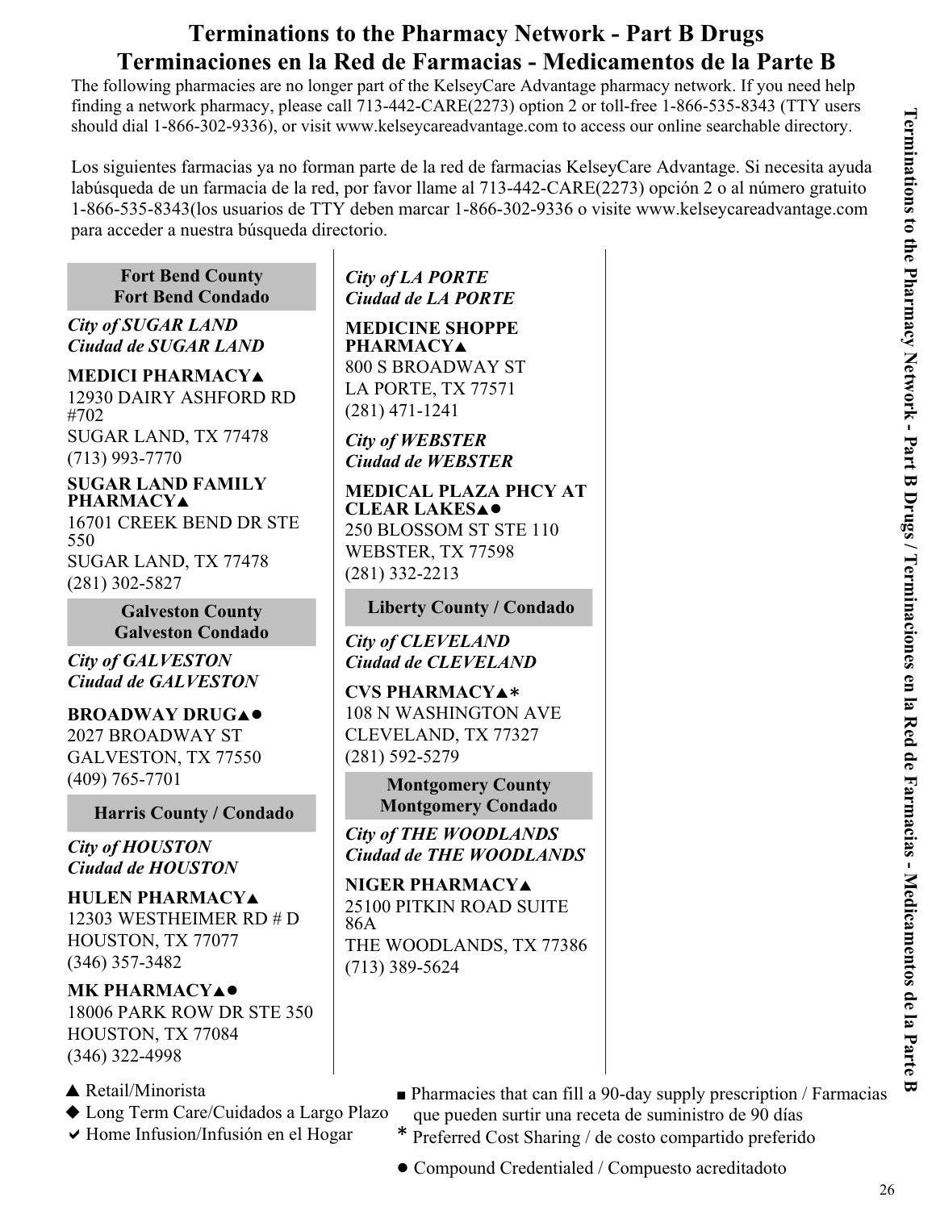# Terminations to the Pharmacy Network - Part B Drugs
# Terminaciones en la Red de Farmacias - Medicamentos de la Parte B

The following pharmacies are no longer part of the KelseyCare Advantage pharmacy network. If you need help finding a network pharmacy, please call 713-442-CARE(2273) option 2 or toll-free 1-866-535-8343 (TTY users should dial 1-866-302-9336), or visit www.kelseycareadvantage.com to access our online searchable directory.

Los siguientes farmacias ya no forman parte de la red de farmacias KelseyCare Advantage. Si necesita ayuda labúsqueda de un farmacia de la red, por favor llame al 713-442-CARE(2273) opción 2 o al número gratuito 1-866-535-8343(los usuarios de TTY deben marcar 1-866-302-9336 o visite www.kelseycareadvantage.com para acceder a nuestra búsqueda directorio.

## Fort Bend County
## Fort Bend Condado

***City of SUGAR LAND***
***Ciudad de SUGAR LAND***

**MEDICI PHARMACY▲**
12930 DAIRY ASHFORD RD #702
SUGAR LAND, TX 77478
(713) 993-7770

**SUGAR LAND FAMILY PHARMACY▲**
16701 CREEK BEND DR STE 550
SUGAR LAND, TX 77478
(281) 302-5827

## Galveston County
## Galveston Condado

***City of GALVESTON***
***Ciudad de GALVESTON***

**BROADWAY DRUG▲●**
2027 BROADWAY ST
GALVESTON, TX 77550
(409) 765-7701

## Harris County / Condado

***City of HOUSTON***
***Ciudad de HOUSTON***

**HULEN PHARMACY▲**
12303 WESTHEIMER RD # D
HOUSTON, TX 77077
(346) 357-3482

**MK PHARMACY▲●**
18006 PARK ROW DR STE 350
HOUSTON, TX 77084
(346) 322-4998

***City of LA PORTE***
***Ciudad de LA PORTE***

**MEDICINE SHOPPE PHARMACY▲**
800 S BROADWAY ST
LA PORTE, TX 77571
(281) 471-1241

***City of WEBSTER***
***Ciudad de WEBSTER***

**MEDICAL PLAZA PHCY AT CLEAR LAKES▲●**
250 BLOSSOM ST STE 110
WEBSTER, TX 77598
(281) 332-2213

## Liberty County / Condado

***City of CLEVELAND***
***Ciudad de CLEVELAND***

**CVS PHARMACY▲***
108 N WASHINGTON AVE
CLEVELAND, TX 77327
(281) 592-5279

## Montgomery County
## Montgomery Condado

***City of THE WOODLANDS***
***Ciudad de THE WOODLANDS***

**NIGER PHARMACY▲**
25100 PITKIN ROAD SUITE 86A
THE WOODLANDS, TX 77386
(713) 389-5624

▲ Retail/Minorista
◆ Long Term Care/Cuidados a Largo Plazo
✔ Home Infusion/Infusión en el Hogar
■ Pharmacies that can fill a 90-day supply prescription / Farmacias que pueden surtir una receta de suministro de 90 días
* Preferred Cost Sharing / de costo compartido preferido
● Compound Credentialed / Compuesto acreditadoto